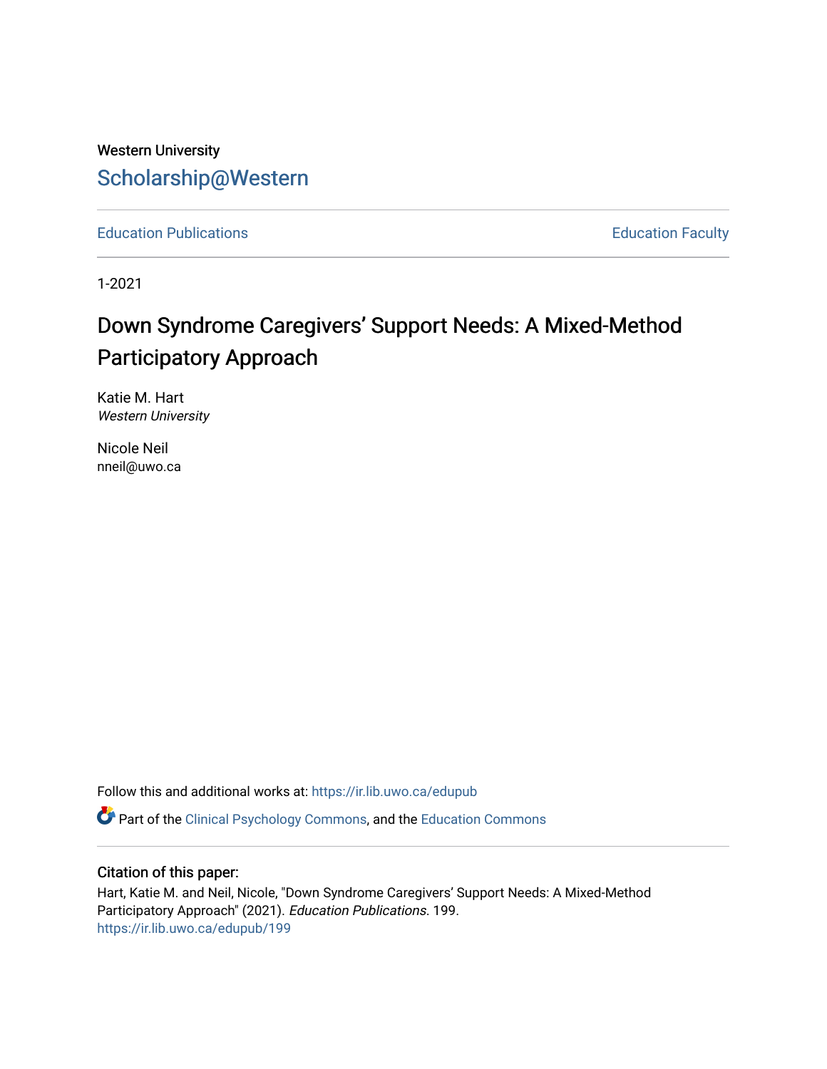Western University

# Scholarship@Western

Education Publications | Education Faculty

1-2021

# Down Syndrome Caregivers' Support Needs: A Mixed-Method Participatory Approach

Katie M. Hart
*Western University*

Nicole Neil
nneil@uwo.ca

Follow this and additional works at: https://ir.lib.uwo.ca/edupub

Part of the Clinical Psychology Commons, and the Education Commons

## Citation of this paper:

Hart, Katie M. and Neil, Nicole, "Down Syndrome Caregivers' Support Needs: A Mixed-Method Participatory Approach" (2021). *Education Publications*. 199.
https://ir.lib.uwo.ca/edupub/199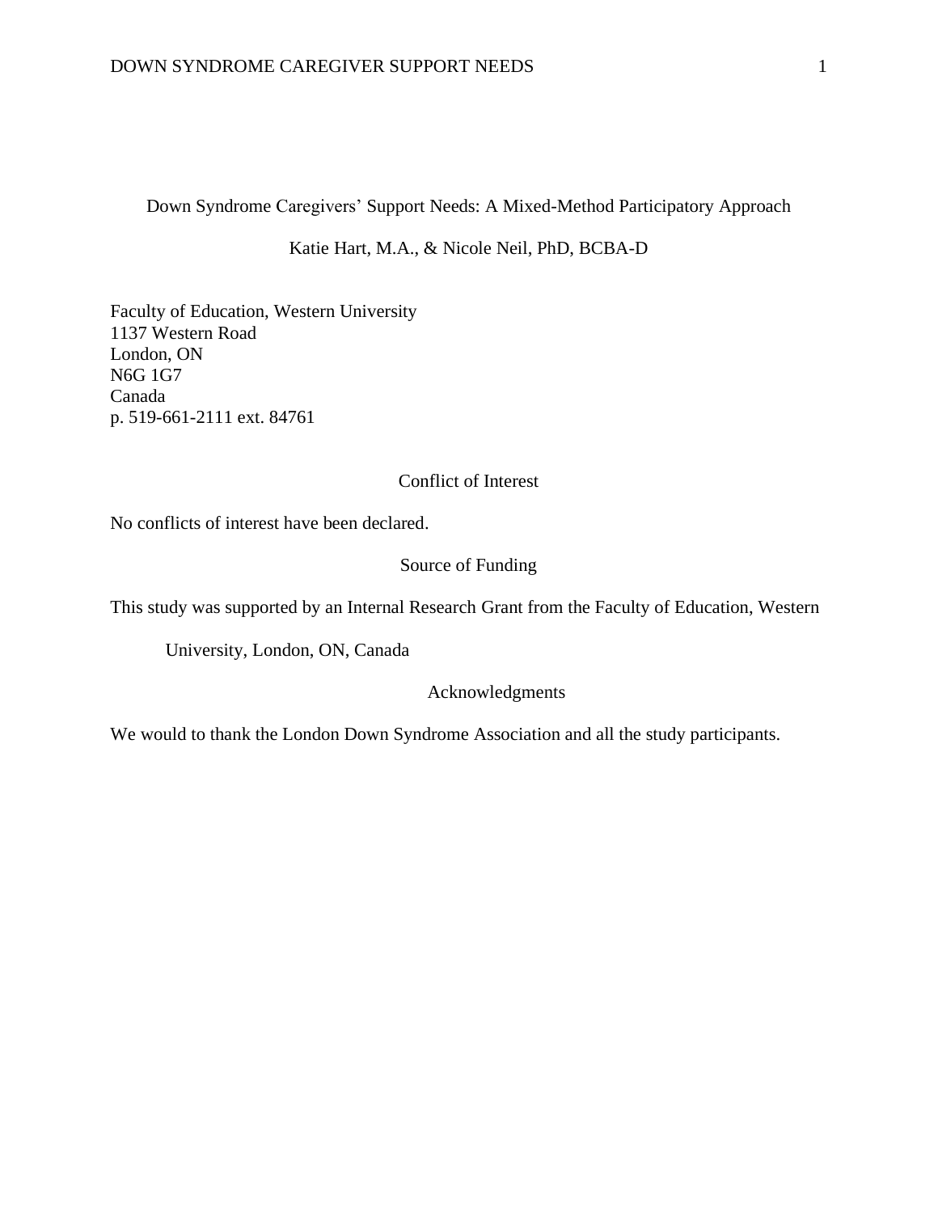# Down Syndrome Caregivers' Support Needs: A Mixed-Method Participatory Approach

Katie Hart, M.A., & Nicole Neil, PhD, BCBA-D

Faculty of Education, Western University
1137 Western Road
London, ON
N6G 1G7
Canada
p. 519-661-2111 ext. 84761

## Conflict of Interest

No conflicts of interest have been declared.

## Source of Funding

This study was supported by an Internal Research Grant from the Faculty of Education, Western University, London, ON, Canada

## Acknowledgments

We would to thank the London Down Syndrome Association and all the study participants.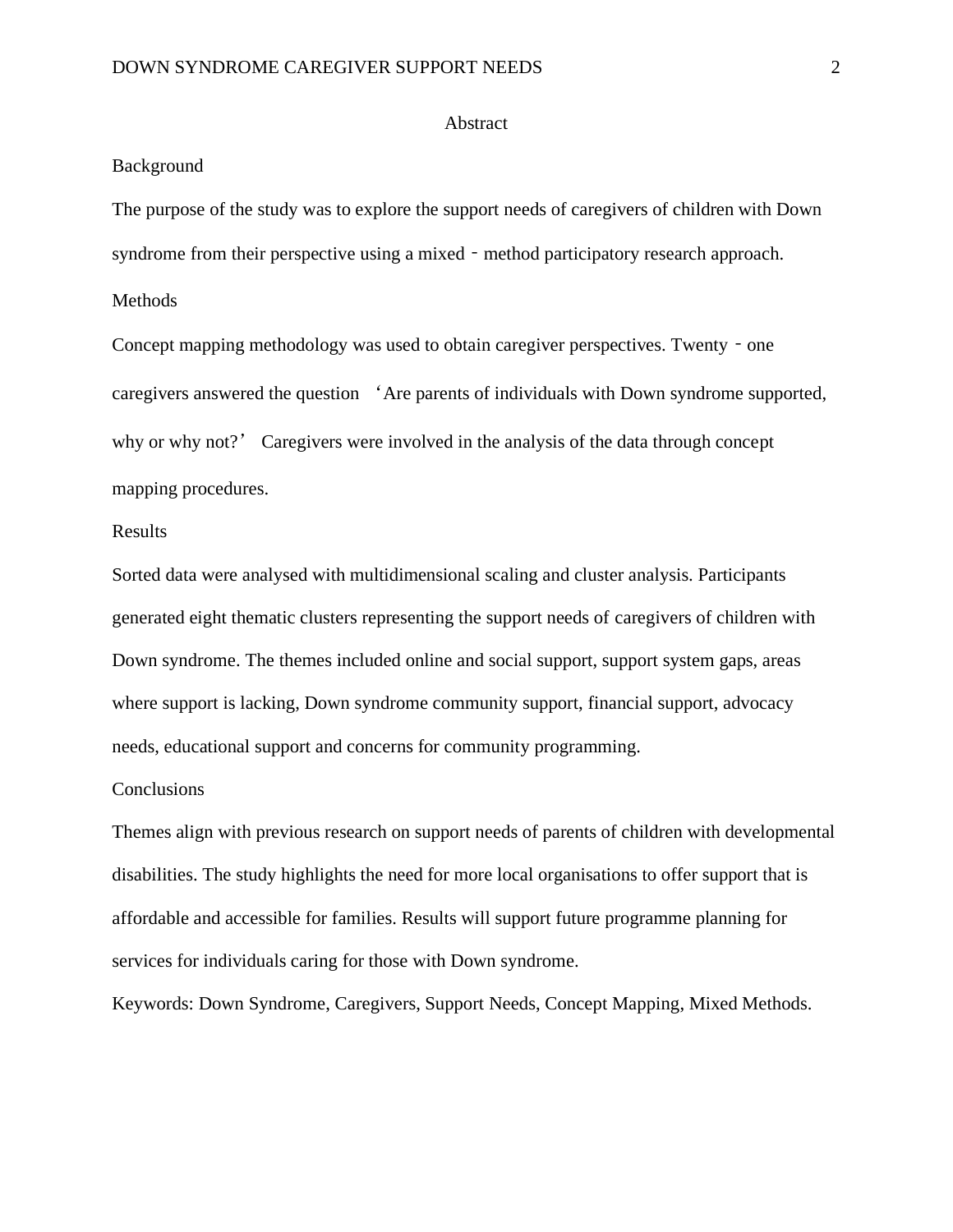# Abstract

## Background

The purpose of the study was to explore the support needs of caregivers of children with Down syndrome from their perspective using a mixed‐method participatory research approach.

## Methods

Concept mapping methodology was used to obtain caregiver perspectives. Twenty‐one caregivers answered the question ‘Are parents of individuals with Down syndrome supported, why or why not?’ Caregivers were involved in the analysis of the data through concept mapping procedures.

## Results

Sorted data were analysed with multidimensional scaling and cluster analysis. Participants generated eight thematic clusters representing the support needs of caregivers of children with Down syndrome. The themes included online and social support, support system gaps, areas where support is lacking, Down syndrome community support, financial support, advocacy needs, educational support and concerns for community programming.

## Conclusions

Themes align with previous research on support needs of parents of children with developmental disabilities. The study highlights the need for more local organisations to offer support that is affordable and accessible for families. Results will support future programme planning for services for individuals caring for those with Down syndrome.

Keywords: Down Syndrome, Caregivers, Support Needs, Concept Mapping, Mixed Methods.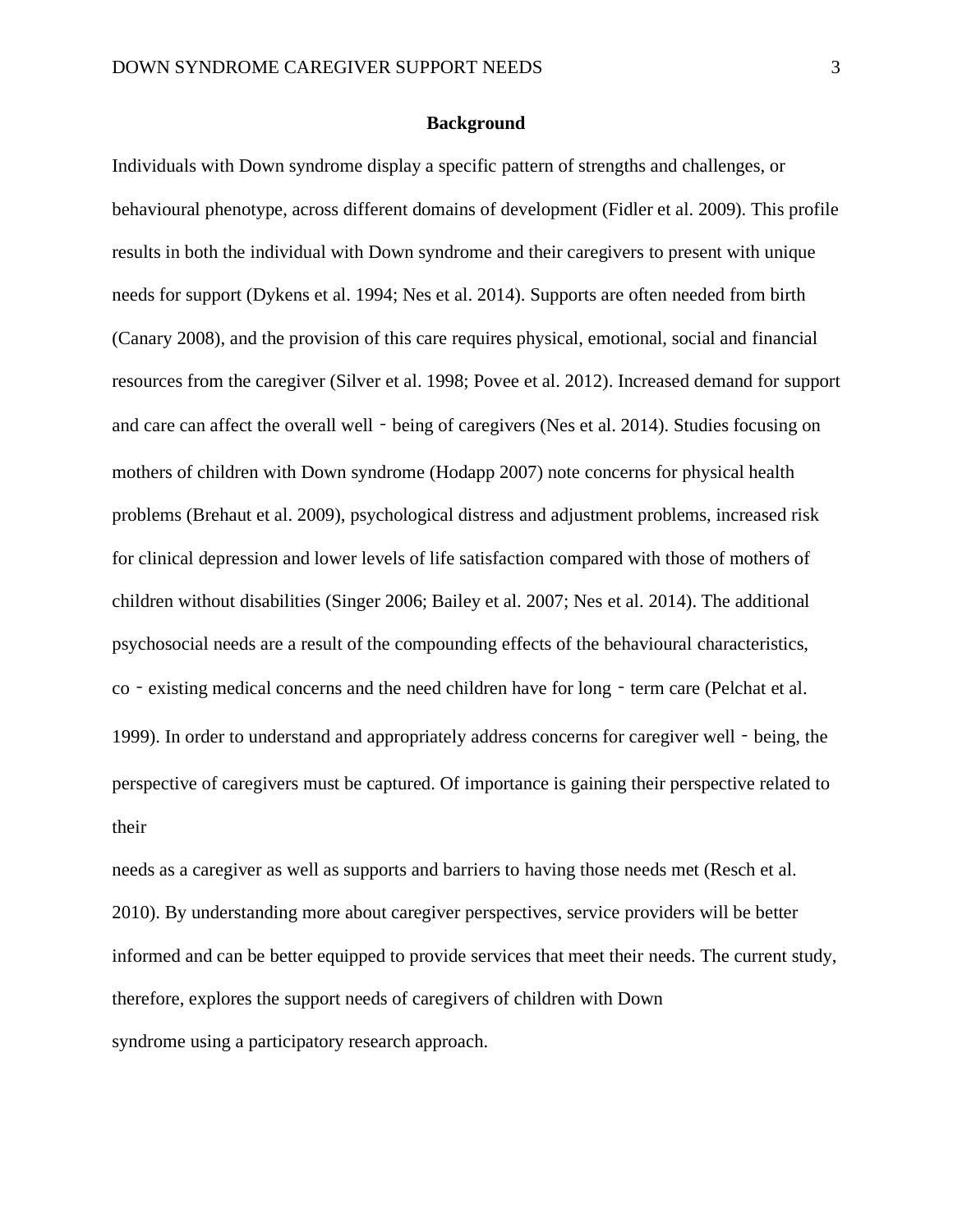## Background

Individuals with Down syndrome display a specific pattern of strengths and challenges, or behavioural phenotype, across different domains of development (Fidler et al. 2009). This profile results in both the individual with Down syndrome and their caregivers to present with unique needs for support (Dykens et al. 1994; Nes et al. 2014). Supports are often needed from birth (Canary 2008), and the provision of this care requires physical, emotional, social and financial resources from the caregiver (Silver et al. 1998; Povee et al. 2012). Increased demand for support and care can affect the overall well‐being of caregivers (Nes et al. 2014). Studies focusing on mothers of children with Down syndrome (Hodapp 2007) note concerns for physical health problems (Brehaut et al. 2009), psychological distress and adjustment problems, increased risk for clinical depression and lower levels of life satisfaction compared with those of mothers of children without disabilities (Singer 2006; Bailey et al. 2007; Nes et al. 2014). The additional psychosocial needs are a result of the compounding effects of the behavioural characteristics, co‐existing medical concerns and the need children have for long‐term care (Pelchat et al. 1999). In order to understand and appropriately address concerns for caregiver well‐being, the perspective of caregivers must be captured. Of importance is gaining their perspective related to their needs as a caregiver as well as supports and barriers to having those needs met (Resch et al. 2010). By understanding more about caregiver perspectives, service providers will be better informed and can be better equipped to provide services that meet their needs. The current study, therefore, explores the support needs of caregivers of children with Down syndrome using a participatory research approach.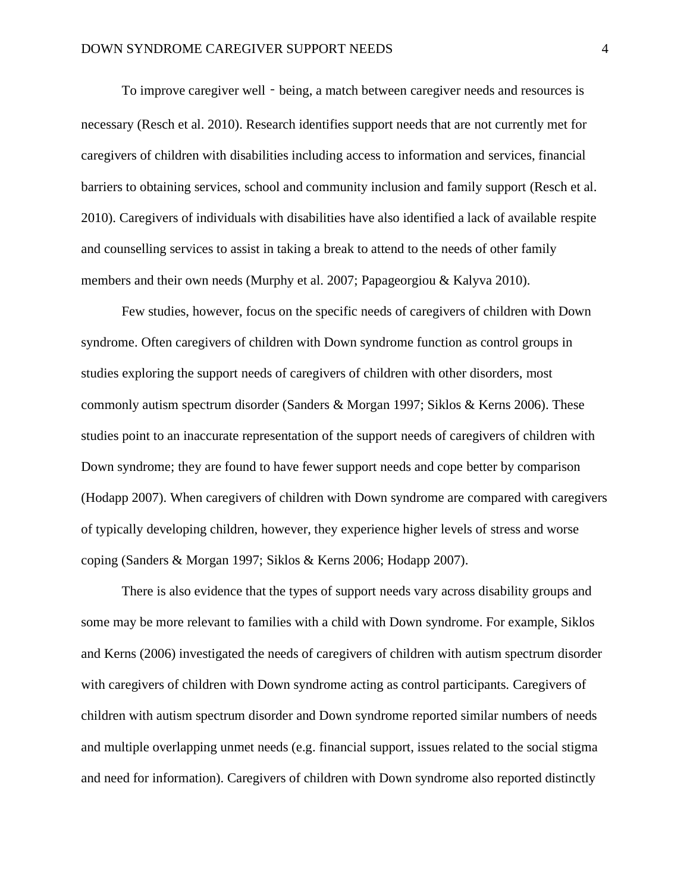To improve caregiver well‐being, a match between caregiver needs and resources is necessary (Resch et al. 2010). Research identifies support needs that are not currently met for caregivers of children with disabilities including access to information and services, financial barriers to obtaining services, school and community inclusion and family support (Resch et al. 2010). Caregivers of individuals with disabilities have also identified a lack of available respite and counselling services to assist in taking a break to attend to the needs of other family members and their own needs (Murphy et al. 2007; Papageorgiou & Kalyva 2010).

Few studies, however, focus on the specific needs of caregivers of children with Down syndrome. Often caregivers of children with Down syndrome function as control groups in studies exploring the support needs of caregivers of children with other disorders, most commonly autism spectrum disorder (Sanders & Morgan 1997; Siklos & Kerns 2006). These studies point to an inaccurate representation of the support needs of caregivers of children with Down syndrome; they are found to have fewer support needs and cope better by comparison (Hodapp 2007). When caregivers of children with Down syndrome are compared with caregivers of typically developing children, however, they experience higher levels of stress and worse coping (Sanders & Morgan 1997; Siklos & Kerns 2006; Hodapp 2007).

There is also evidence that the types of support needs vary across disability groups and some may be more relevant to families with a child with Down syndrome. For example, Siklos and Kerns (2006) investigated the needs of caregivers of children with autism spectrum disorder with caregivers of children with Down syndrome acting as control participants. Caregivers of children with autism spectrum disorder and Down syndrome reported similar numbers of needs and multiple overlapping unmet needs (e.g. financial support, issues related to the social stigma and need for information). Caregivers of children with Down syndrome also reported distinctly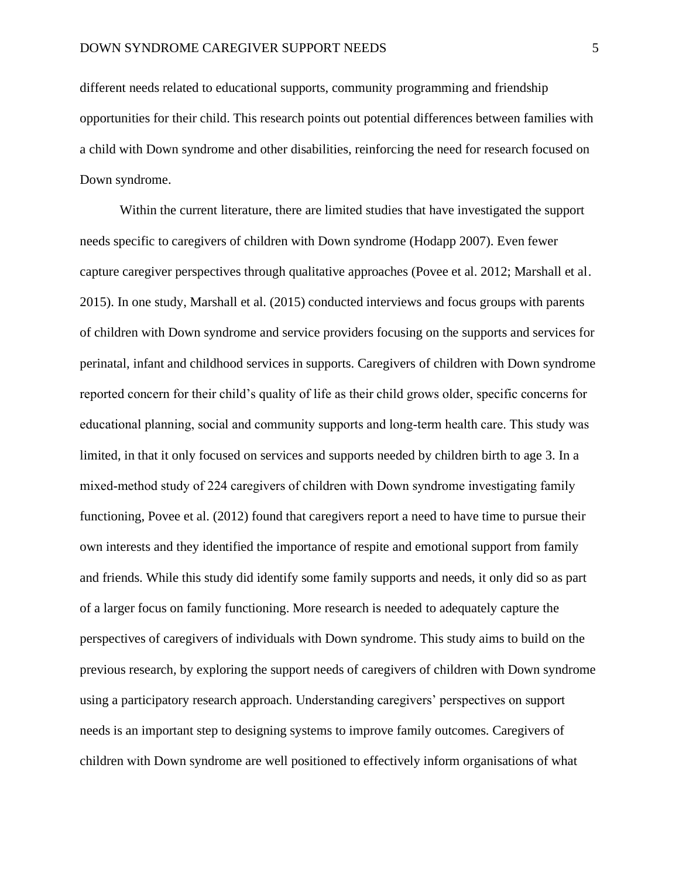different needs related to educational supports, community programming and friendship opportunities for their child. This research points out potential differences between families with a child with Down syndrome and other disabilities, reinforcing the need for research focused on Down syndrome.

Within the current literature, there are limited studies that have investigated the support needs specific to caregivers of children with Down syndrome (Hodapp 2007). Even fewer capture caregiver perspectives through qualitative approaches (Povee et al. 2012; Marshall et al. 2015). In one study, Marshall et al. (2015) conducted interviews and focus groups with parents of children with Down syndrome and service providers focusing on the supports and services for perinatal, infant and childhood services in supports. Caregivers of children with Down syndrome reported concern for their child's quality of life as their child grows older, specific concerns for educational planning, social and community supports and long-term health care. This study was limited, in that it only focused on services and supports needed by children birth to age 3. In a mixed-method study of 224 caregivers of children with Down syndrome investigating family functioning, Povee et al. (2012) found that caregivers report a need to have time to pursue their own interests and they identified the importance of respite and emotional support from family and friends. While this study did identify some family supports and needs, it only did so as part of a larger focus on family functioning. More research is needed to adequately capture the perspectives of caregivers of individuals with Down syndrome. This study aims to build on the previous research, by exploring the support needs of caregivers of children with Down syndrome using a participatory research approach. Understanding caregivers' perspectives on support needs is an important step to designing systems to improve family outcomes. Caregivers of children with Down syndrome are well positioned to effectively inform organisations of what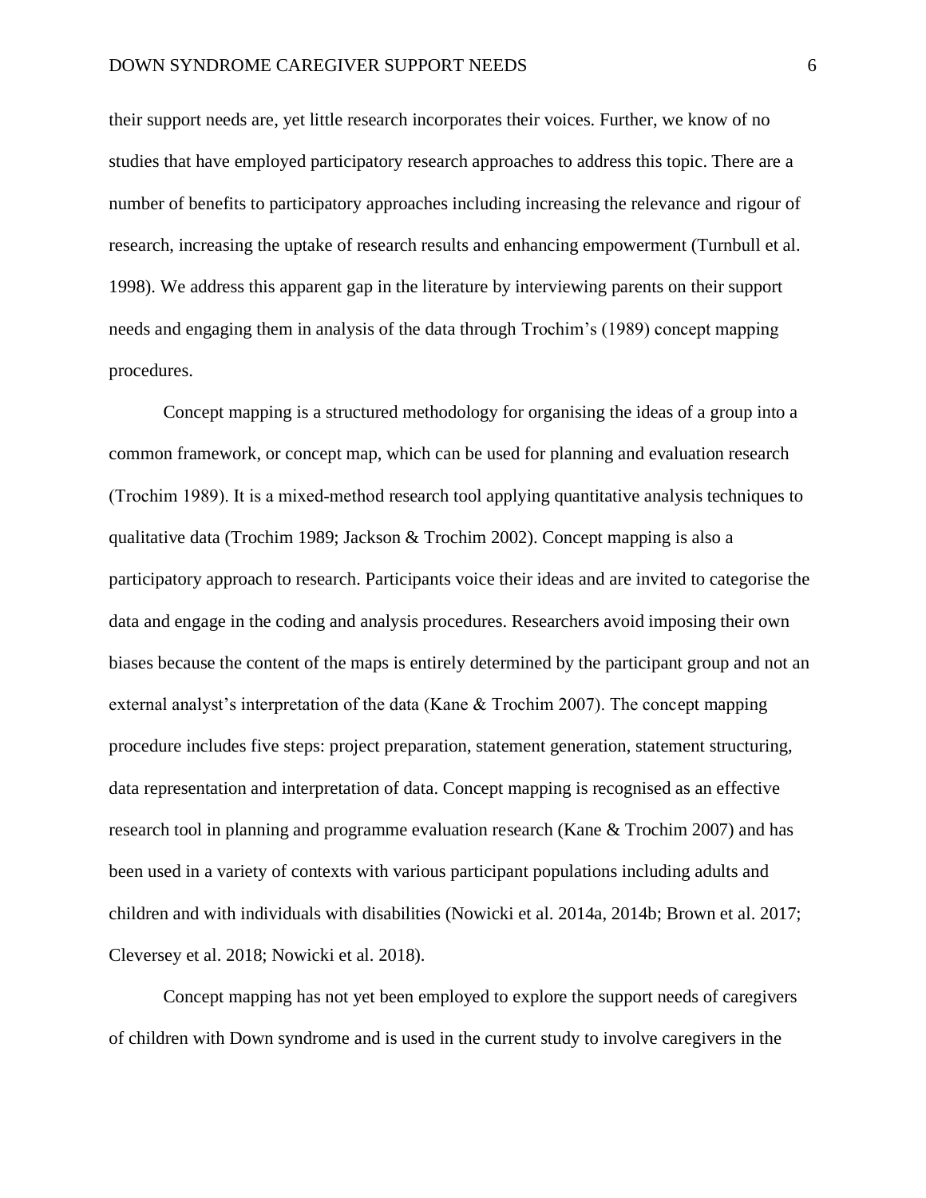their support needs are, yet little research incorporates their voices. Further, we know of no studies that have employed participatory research approaches to address this topic. There are a number of benefits to participatory approaches including increasing the relevance and rigour of research, increasing the uptake of research results and enhancing empowerment (Turnbull et al. 1998). We address this apparent gap in the literature by interviewing parents on their support needs and engaging them in analysis of the data through Trochim's (1989) concept mapping procedures.

Concept mapping is a structured methodology for organising the ideas of a group into a common framework, or concept map, which can be used for planning and evaluation research (Trochim 1989). It is a mixed-method research tool applying quantitative analysis techniques to qualitative data (Trochim 1989; Jackson & Trochim 2002). Concept mapping is also a participatory approach to research. Participants voice their ideas and are invited to categorise the data and engage in the coding and analysis procedures. Researchers avoid imposing their own biases because the content of the maps is entirely determined by the participant group and not an external analyst's interpretation of the data (Kane & Trochim 2007). The concept mapping procedure includes five steps: project preparation, statement generation, statement structuring, data representation and interpretation of data. Concept mapping is recognised as an effective research tool in planning and programme evaluation research (Kane & Trochim 2007) and has been used in a variety of contexts with various participant populations including adults and children and with individuals with disabilities (Nowicki et al. 2014a, 2014b; Brown et al. 2017; Cleversey et al. 2018; Nowicki et al. 2018).

Concept mapping has not yet been employed to explore the support needs of caregivers of children with Down syndrome and is used in the current study to involve caregivers in the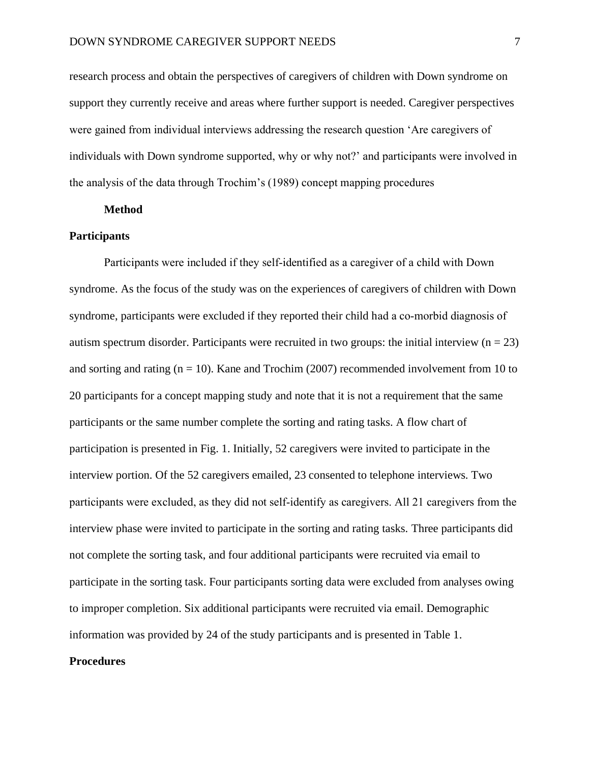research process and obtain the perspectives of caregivers of children with Down syndrome on support they currently receive and areas where further support is needed. Caregiver perspectives were gained from individual interviews addressing the research question 'Are caregivers of individuals with Down syndrome supported, why or why not?' and participants were involved in the analysis of the data through Trochim's (1989) concept mapping procedures

# Method

## Participants

Participants were included if they self-identified as a caregiver of a child with Down syndrome. As the focus of the study was on the experiences of caregivers of children with Down syndrome, participants were excluded if they reported their child had a co-morbid diagnosis of autism spectrum disorder. Participants were recruited in two groups: the initial interview ($n = 23$) and sorting and rating ($n = 10$). Kane and Trochim (2007) recommended involvement from 10 to 20 participants for a concept mapping study and note that it is not a requirement that the same participants or the same number complete the sorting and rating tasks. A flow chart of participation is presented in Fig. 1. Initially, 52 caregivers were invited to participate in the interview portion. Of the 52 caregivers emailed, 23 consented to telephone interviews. Two participants were excluded, as they did not self-identify as caregivers. All 21 caregivers from the interview phase were invited to participate in the sorting and rating tasks. Three participants did not complete the sorting task, and four additional participants were recruited via email to participate in the sorting task. Four participants sorting data were excluded from analyses owing to improper completion. Six additional participants were recruited via email. Demographic information was provided by 24 of the study participants and is presented in Table 1.

## Procedures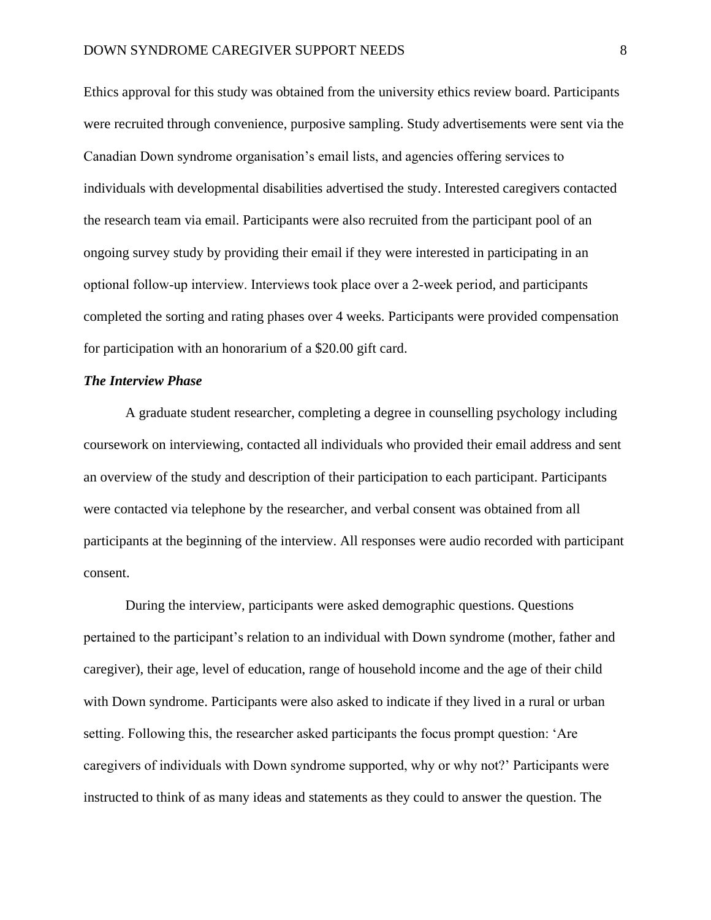Ethics approval for this study was obtained from the university ethics review board. Participants were recruited through convenience, purposive sampling. Study advertisements were sent via the Canadian Down syndrome organisation's email lists, and agencies offering services to individuals with developmental disabilities advertised the study. Interested caregivers contacted the research team via email. Participants were also recruited from the participant pool of an ongoing survey study by providing their email if they were interested in participating in an optional follow-up interview. Interviews took place over a 2-week period, and participants completed the sorting and rating phases over 4 weeks. Participants were provided compensation for participation with an honorarium of a $20.00 gift card.

### *The Interview Phase*

A graduate student researcher, completing a degree in counselling psychology including coursework on interviewing, contacted all individuals who provided their email address and sent an overview of the study and description of their participation to each participant. Participants were contacted via telephone by the researcher, and verbal consent was obtained from all participants at the beginning of the interview. All responses were audio recorded with participant consent.

During the interview, participants were asked demographic questions. Questions pertained to the participant's relation to an individual with Down syndrome (mother, father and caregiver), their age, level of education, range of household income and the age of their child with Down syndrome. Participants were also asked to indicate if they lived in a rural or urban setting. Following this, the researcher asked participants the focus prompt question: 'Are caregivers of individuals with Down syndrome supported, why or why not?' Participants were instructed to think of as many ideas and statements as they could to answer the question. The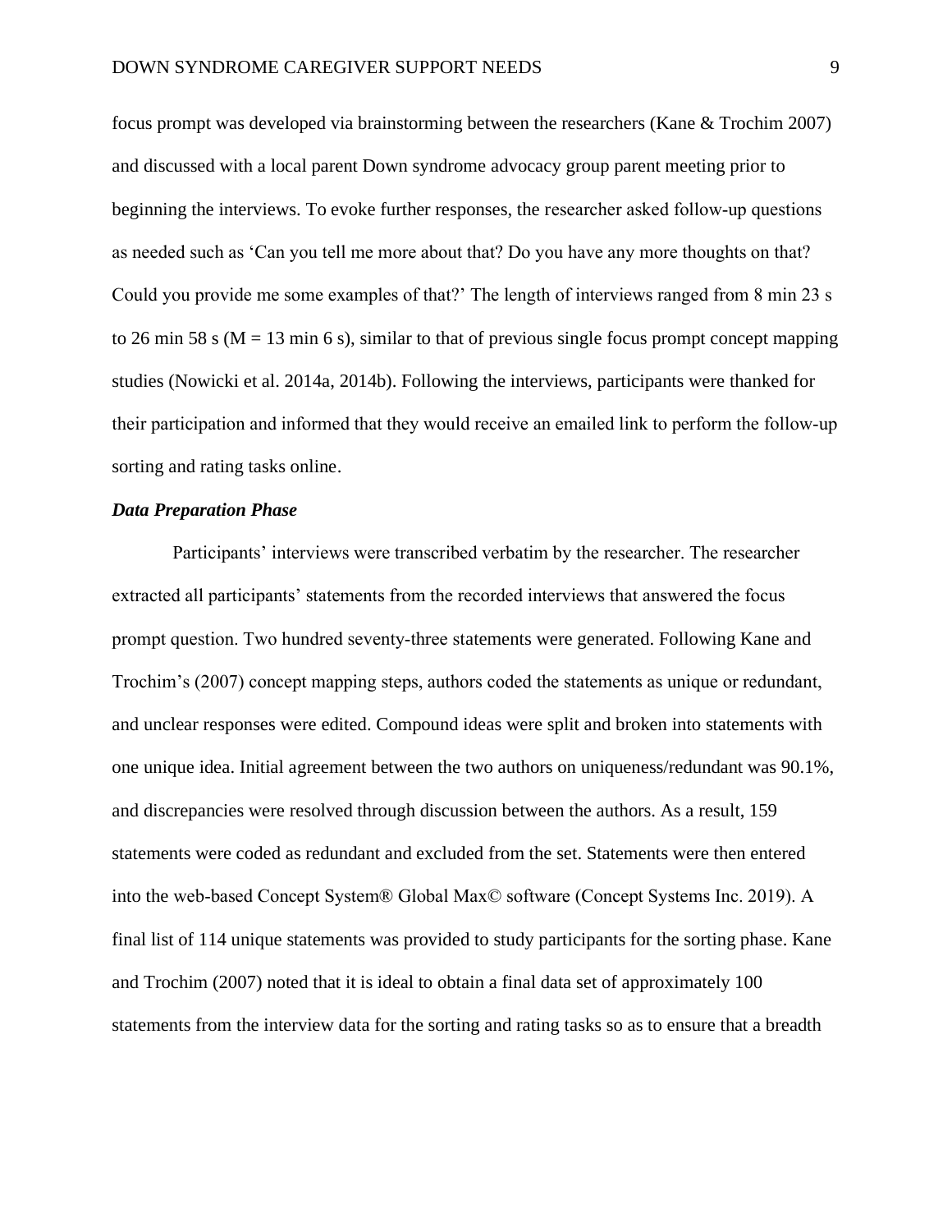focus prompt was developed via brainstorming between the researchers (Kane & Trochim 2007) and discussed with a local parent Down syndrome advocacy group parent meeting prior to beginning the interviews. To evoke further responses, the researcher asked follow-up questions as needed such as 'Can you tell me more about that? Do you have any more thoughts on that? Could you provide me some examples of that?' The length of interviews ranged from 8 min 23 s to 26 min 58 s ($M = 13$ min 6 s), similar to that of previous single focus prompt concept mapping studies (Nowicki et al. 2014a, 2014b). Following the interviews, participants were thanked for their participation and informed that they would receive an emailed link to perform the follow-up sorting and rating tasks online.

### *Data Preparation Phase*

Participants' interviews were transcribed verbatim by the researcher. The researcher extracted all participants' statements from the recorded interviews that answered the focus prompt question. Two hundred seventy-three statements were generated. Following Kane and Trochim's (2007) concept mapping steps, authors coded the statements as unique or redundant, and unclear responses were edited. Compound ideas were split and broken into statements with one unique idea. Initial agreement between the two authors on uniqueness/redundant was 90.1%, and discrepancies were resolved through discussion between the authors. As a result, 159 statements were coded as redundant and excluded from the set. Statements were then entered into the web-based Concept System® Global Max© software (Concept Systems Inc. 2019). A final list of 114 unique statements was provided to study participants for the sorting phase. Kane and Trochim (2007) noted that it is ideal to obtain a final data set of approximately 100 statements from the interview data for the sorting and rating tasks so as to ensure that a breadth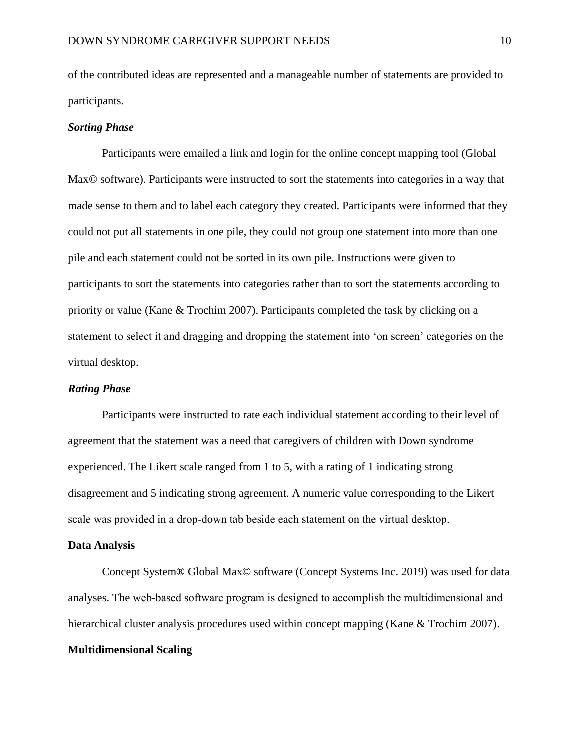of the contributed ideas are represented and a manageable number of statements are provided to participants.

### *Sorting Phase*

Participants were emailed a link and login for the online concept mapping tool (Global Max© software). Participants were instructed to sort the statements into categories in a way that made sense to them and to label each category they created. Participants were informed that they could not put all statements in one pile, they could not group one statement into more than one pile and each statement could not be sorted in its own pile. Instructions were given to participants to sort the statements into categories rather than to sort the statements according to priority or value (Kane & Trochim 2007). Participants completed the task by clicking on a statement to select it and dragging and dropping the statement into 'on screen' categories on the virtual desktop.

### *Rating Phase*

Participants were instructed to rate each individual statement according to their level of agreement that the statement was a need that caregivers of children with Down syndrome experienced. The Likert scale ranged from 1 to 5, with a rating of 1 indicating strong disagreement and 5 indicating strong agreement. A numeric value corresponding to the Likert scale was provided in a drop-down tab beside each statement on the virtual desktop.

## Data Analysis

Concept System® Global Max© software (Concept Systems Inc. 2019) was used for data analyses. The web-based software program is designed to accomplish the multidimensional and hierarchical cluster analysis procedures used within concept mapping (Kane & Trochim 2007).

## Multidimensional Scaling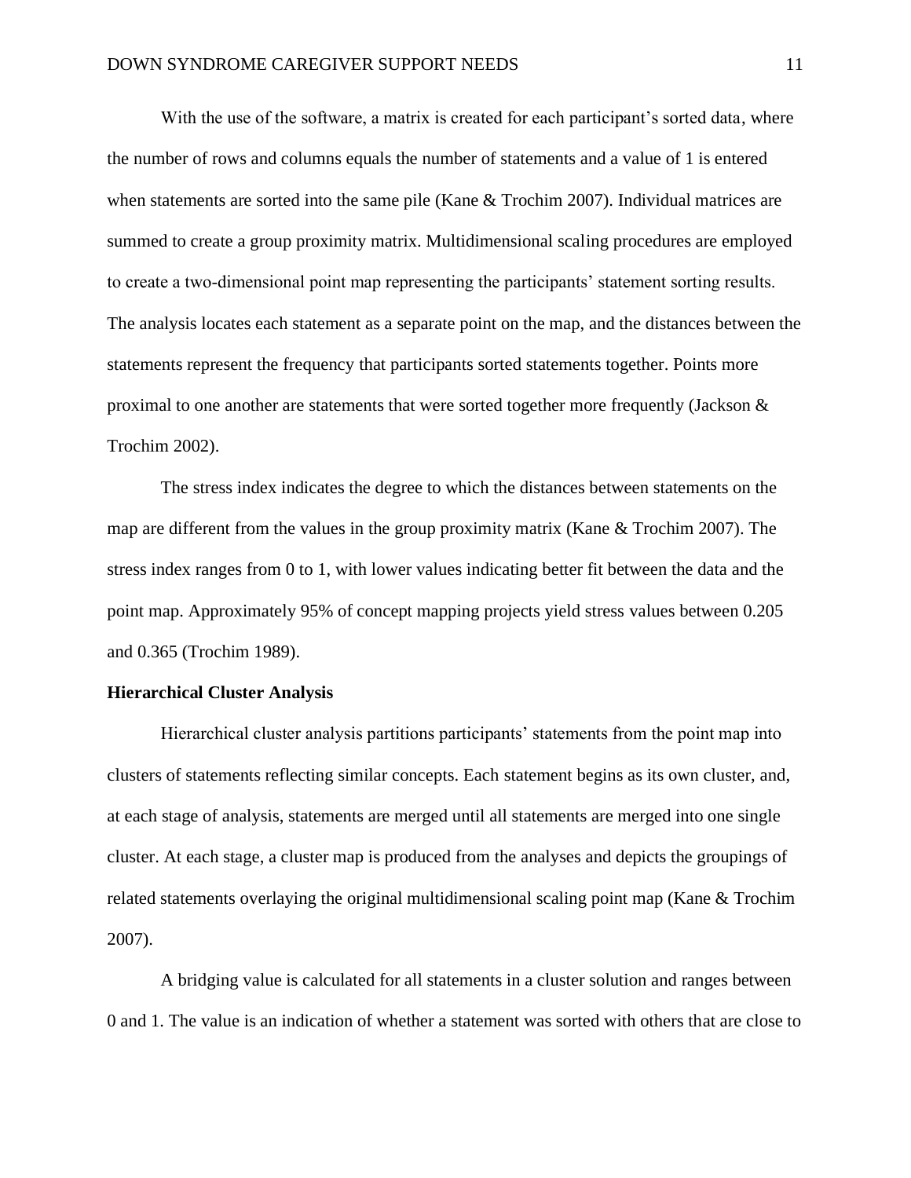With the use of the software, a matrix is created for each participant's sorted data, where the number of rows and columns equals the number of statements and a value of 1 is entered when statements are sorted into the same pile (Kane & Trochim 2007). Individual matrices are summed to create a group proximity matrix. Multidimensional scaling procedures are employed to create a two-dimensional point map representing the participants' statement sorting results. The analysis locates each statement as a separate point on the map, and the distances between the statements represent the frequency that participants sorted statements together. Points more proximal to one another are statements that were sorted together more frequently (Jackson & Trochim 2002).

The stress index indicates the degree to which the distances between statements on the map are different from the values in the group proximity matrix (Kane & Trochim 2007). The stress index ranges from 0 to 1, with lower values indicating better fit between the data and the point map. Approximately 95% of concept mapping projects yield stress values between 0.205 and 0.365 (Trochim 1989).

**Hierarchical Cluster Analysis**

Hierarchical cluster analysis partitions participants' statements from the point map into clusters of statements reflecting similar concepts. Each statement begins as its own cluster, and, at each stage of analysis, statements are merged until all statements are merged into one single cluster. At each stage, a cluster map is produced from the analyses and depicts the groupings of related statements overlaying the original multidimensional scaling point map (Kane & Trochim 2007).

A bridging value is calculated for all statements in a cluster solution and ranges between 0 and 1. The value is an indication of whether a statement was sorted with others that are close to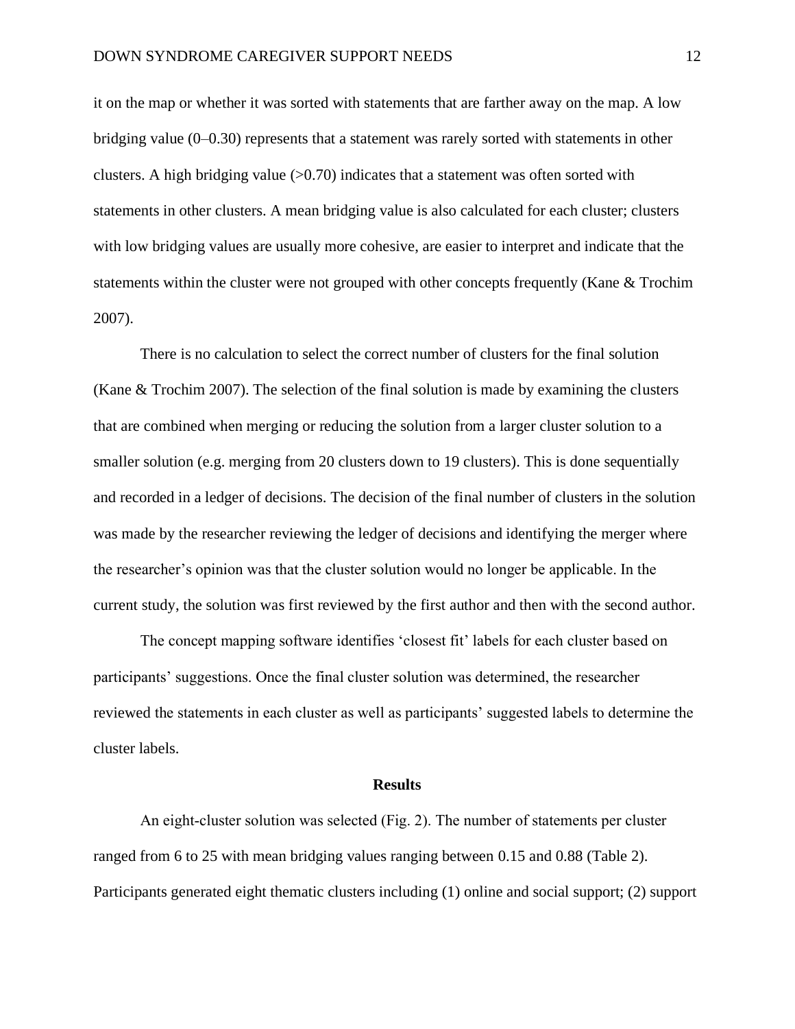it on the map or whether it was sorted with statements that are farther away on the map. A low bridging value (0–0.30) represents that a statement was rarely sorted with statements in other clusters. A high bridging value (>0.70) indicates that a statement was often sorted with statements in other clusters. A mean bridging value is also calculated for each cluster; clusters with low bridging values are usually more cohesive, are easier to interpret and indicate that the statements within the cluster were not grouped with other concepts frequently (Kane & Trochim 2007).

There is no calculation to select the correct number of clusters for the final solution (Kane & Trochim 2007). The selection of the final solution is made by examining the clusters that are combined when merging or reducing the solution from a larger cluster solution to a smaller solution (e.g. merging from 20 clusters down to 19 clusters). This is done sequentially and recorded in a ledger of decisions. The decision of the final number of clusters in the solution was made by the researcher reviewing the ledger of decisions and identifying the merger where the researcher's opinion was that the cluster solution would no longer be applicable. In the current study, the solution was first reviewed by the first author and then with the second author.

The concept mapping software identifies 'closest fit' labels for each cluster based on participants' suggestions. Once the final cluster solution was determined, the researcher reviewed the statements in each cluster as well as participants' suggested labels to determine the cluster labels.

## Results

An eight-cluster solution was selected (Fig. 2). The number of statements per cluster ranged from 6 to 25 with mean bridging values ranging between 0.15 and 0.88 (Table 2). Participants generated eight thematic clusters including (1) online and social support; (2) support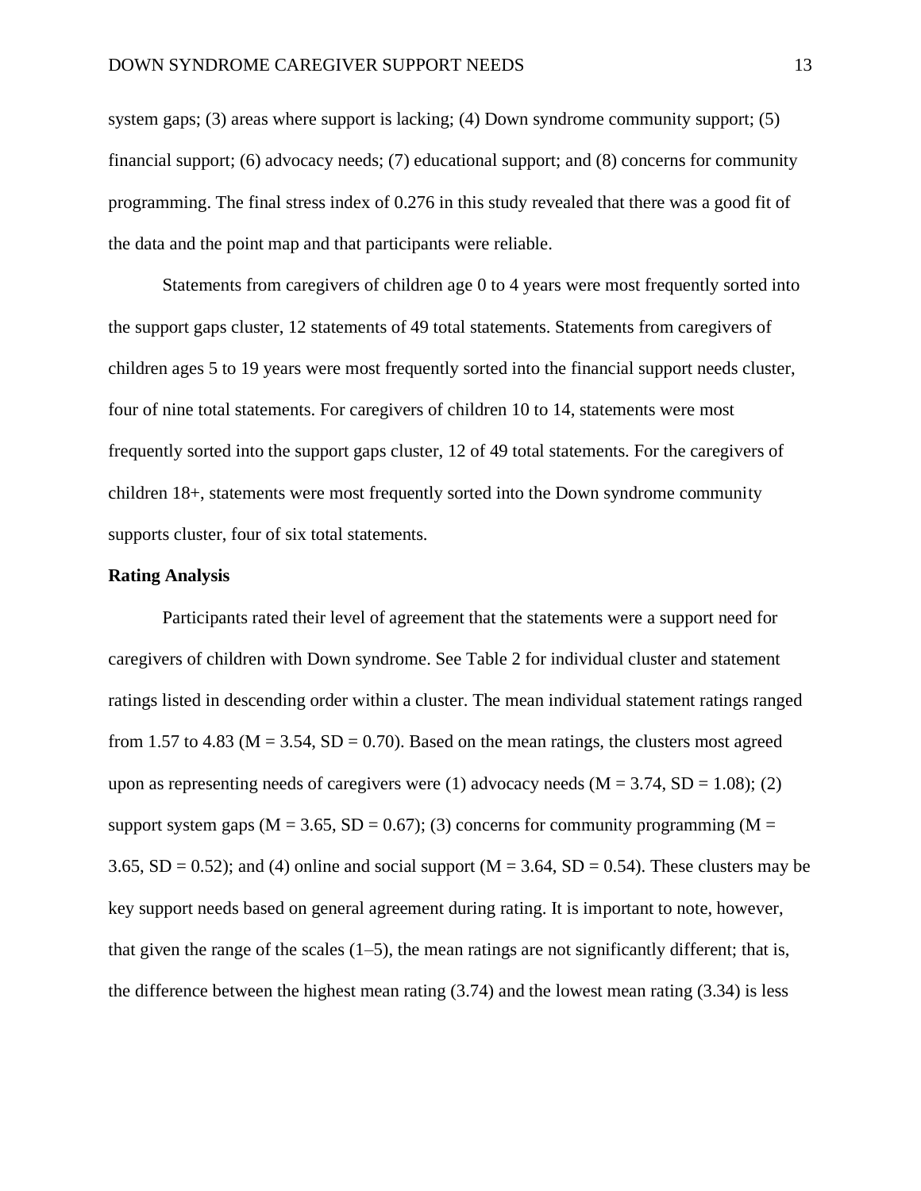system gaps; (3) areas where support is lacking; (4) Down syndrome community support; (5) financial support; (6) advocacy needs; (7) educational support; and (8) concerns for community programming. The final stress index of 0.276 in this study revealed that there was a good fit of the data and the point map and that participants were reliable.

Statements from caregivers of children age 0 to 4 years were most frequently sorted into the support gaps cluster, 12 statements of 49 total statements. Statements from caregivers of children ages 5 to 19 years were most frequently sorted into the financial support needs cluster, four of nine total statements. For caregivers of children 10 to 14, statements were most frequently sorted into the support gaps cluster, 12 of 49 total statements. For the caregivers of children 18+, statements were most frequently sorted into the Down syndrome community supports cluster, four of six total statements.

**Rating Analysis**

Participants rated their level of agreement that the statements were a support need for caregivers of children with Down syndrome. See Table 2 for individual cluster and statement ratings listed in descending order within a cluster. The mean individual statement ratings ranged from 1.57 to 4.83 ($M = 3.54$, $SD = 0.70$). Based on the mean ratings, the clusters most agreed upon as representing needs of caregivers were (1) advocacy needs ($M = 3.74$, $SD = 1.08$); (2) support system gaps ($M = 3.65$, $SD = 0.67$); (3) concerns for community programming ($M = 3.65$, $SD = 0.52$); and (4) online and social support ($M = 3.64$, $SD = 0.54$). These clusters may be key support needs based on general agreement during rating. It is important to note, however, that given the range of the scales (1–5), the mean ratings are not significantly different; that is, the difference between the highest mean rating (3.74) and the lowest mean rating (3.34) is less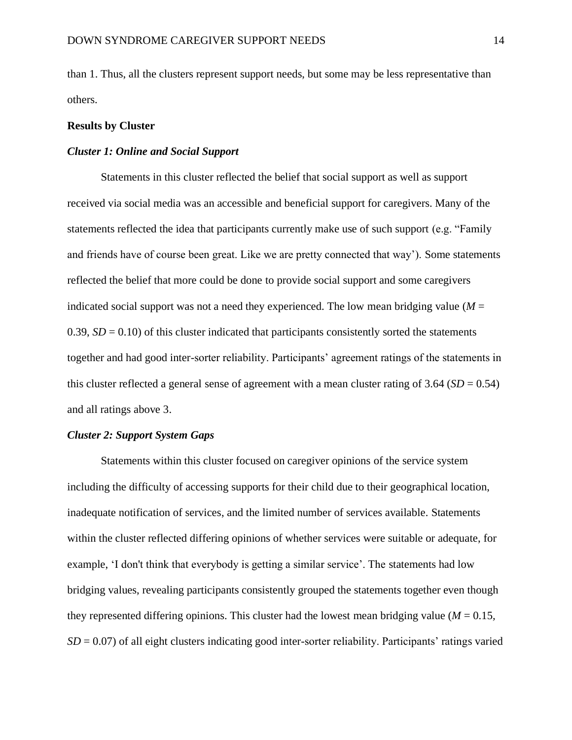than 1. Thus, all the clusters represent support needs, but some may be less representative than others.

**Results by Cluster**

***Cluster 1: Online and Social Support***

Statements in this cluster reflected the belief that social support as well as support received via social media was an accessible and beneficial support for caregivers. Many of the statements reflected the idea that participants currently make use of such support (e.g. "Family and friends have of course been great. Like we are pretty connected that way'). Some statements reflected the belief that more could be done to provide social support and some caregivers indicated social support was not a need they experienced. The low mean bridging value (*M* = 0.39, *SD* = 0.10) of this cluster indicated that participants consistently sorted the statements together and had good inter-sorter reliability. Participants' agreement ratings of the statements in this cluster reflected a general sense of agreement with a mean cluster rating of 3.64 (*SD* = 0.54) and all ratings above 3.

***Cluster 2: Support System Gaps***

Statements within this cluster focused on caregiver opinions of the service system including the difficulty of accessing supports for their child due to their geographical location, inadequate notification of services, and the limited number of services available. Statements within the cluster reflected differing opinions of whether services were suitable or adequate, for example, 'I don't think that everybody is getting a similar service'. The statements had low bridging values, revealing participants consistently grouped the statements together even though they represented differing opinions. This cluster had the lowest mean bridging value (*M* = 0.15, *SD* = 0.07) of all eight clusters indicating good inter-sorter reliability. Participants' ratings varied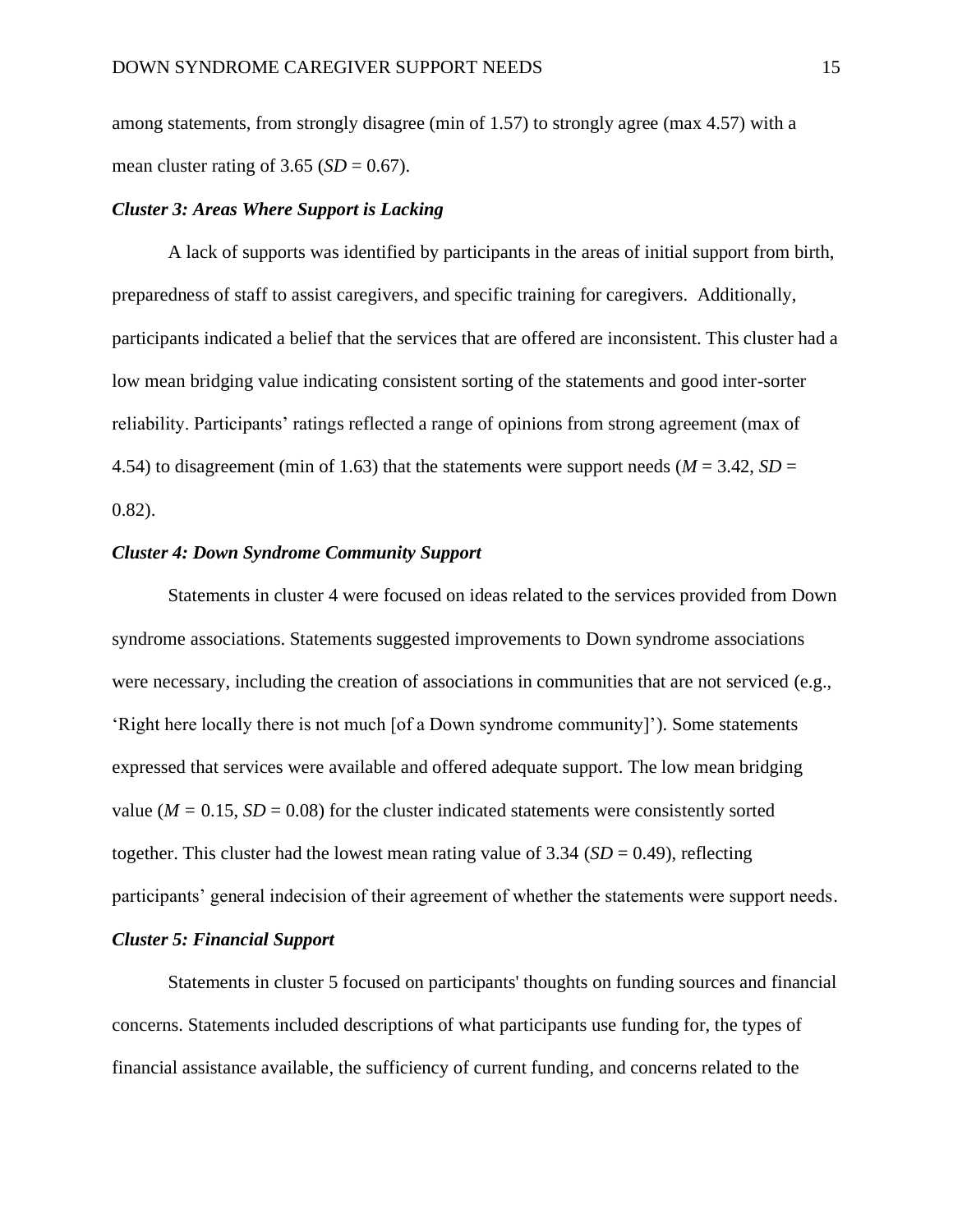among statements, from strongly disagree (min of 1.57) to strongly agree (max 4.57) with a mean cluster rating of 3.65 ($SD$ = 0.67).

### *Cluster 3: Areas Where Support is Lacking*

A lack of supports was identified by participants in the areas of initial support from birth, preparedness of staff to assist caregivers, and specific training for caregivers. Additionally, participants indicated a belief that the services that are offered are inconsistent. This cluster had a low mean bridging value indicating consistent sorting of the statements and good inter-sorter reliability. Participants' ratings reflected a range of opinions from strong agreement (max of 4.54) to disagreement (min of 1.63) that the statements were support needs ($M$ = 3.42, $SD$ = 0.82).

### *Cluster 4: Down Syndrome Community Support*

Statements in cluster 4 were focused on ideas related to the services provided from Down syndrome associations. Statements suggested improvements to Down syndrome associations were necessary, including the creation of associations in communities that are not serviced (e.g., 'Right here locally there is not much [of a Down syndrome community]'). Some statements expressed that services were available and offered adequate support. The low mean bridging value ($M$ = 0.15, $SD$ = 0.08) for the cluster indicated statements were consistently sorted together. This cluster had the lowest mean rating value of 3.34 ($SD$ = 0.49), reflecting participants' general indecision of their agreement of whether the statements were support needs.

### *Cluster 5: Financial Support*

Statements in cluster 5 focused on participants' thoughts on funding sources and financial concerns. Statements included descriptions of what participants use funding for, the types of financial assistance available, the sufficiency of current funding, and concerns related to the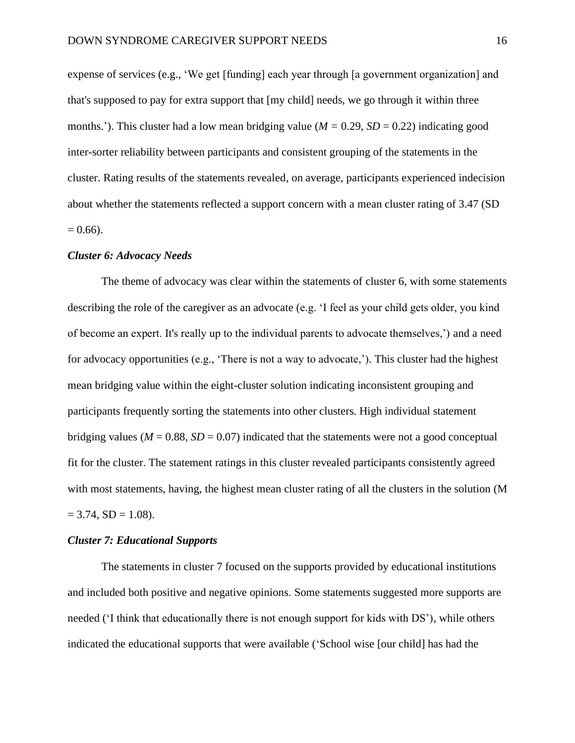expense of services (e.g., 'We get [funding] each year through [a government organization] and that's supposed to pay for extra support that [my child] needs, we go through it within three months.'). This cluster had a low mean bridging value ($M$ = 0.29, $SD$ = 0.22) indicating good inter-sorter reliability between participants and consistent grouping of the statements in the cluster. Rating results of the statements revealed, on average, participants experienced indecision about whether the statements reflected a support concern with a mean cluster rating of 3.47 (SD = 0.66).

### *Cluster 6: Advocacy Needs*

The theme of advocacy was clear within the statements of cluster 6, with some statements describing the role of the caregiver as an advocate (e.g. 'I feel as your child gets older, you kind of become an expert. It's really up to the individual parents to advocate themselves,') and a need for advocacy opportunities (e.g., 'There is not a way to advocate,'). This cluster had the highest mean bridging value within the eight-cluster solution indicating inconsistent grouping and participants frequently sorting the statements into other clusters. High individual statement bridging values ($M$ = 0.88, $SD$ = 0.07) indicated that the statements were not a good conceptual fit for the cluster. The statement ratings in this cluster revealed participants consistently agreed with most statements, having, the highest mean cluster rating of all the clusters in the solution (M = 3.74, SD = 1.08).

### *Cluster 7: Educational Supports*

The statements in cluster 7 focused on the supports provided by educational institutions and included both positive and negative opinions. Some statements suggested more supports are needed ('I think that educationally there is not enough support for kids with DS'), while others indicated the educational supports that were available ('School wise [our child] has had the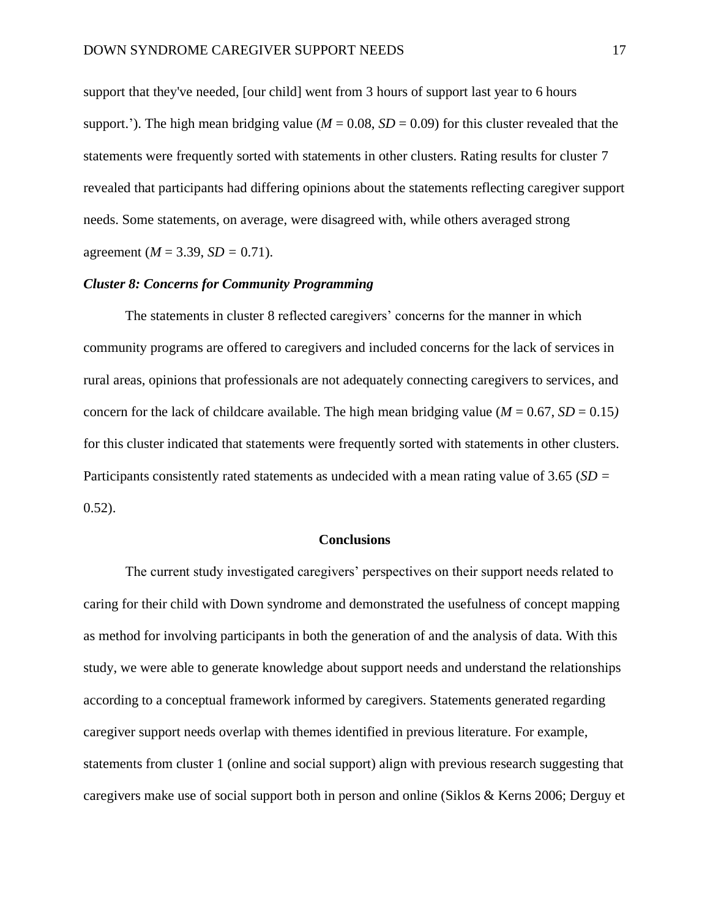support that they've needed, [our child] went from 3 hours of support last year to 6 hours support.'). The high mean bridging value ($M$ = 0.08, $SD$ = 0.09) for this cluster revealed that the statements were frequently sorted with statements in other clusters. Rating results for cluster 7 revealed that participants had differing opinions about the statements reflecting caregiver support needs. Some statements, on average, were disagreed with, while others averaged strong agreement ($M$ = 3.39, $SD$ = 0.71).

### *Cluster 8: Concerns for Community Programming*

The statements in cluster 8 reflected caregivers' concerns for the manner in which community programs are offered to caregivers and included concerns for the lack of services in rural areas, opinions that professionals are not adequately connecting caregivers to services, and concern for the lack of childcare available. The high mean bridging value ($M$ = 0.67, $SD$ = 0.15) for this cluster indicated that statements were frequently sorted with statements in other clusters. Participants consistently rated statements as undecided with a mean rating value of 3.65 ($SD$ = 0.52).

## Conclusions

The current study investigated caregivers' perspectives on their support needs related to caring for their child with Down syndrome and demonstrated the usefulness of concept mapping as method for involving participants in both the generation of and the analysis of data. With this study, we were able to generate knowledge about support needs and understand the relationships according to a conceptual framework informed by caregivers. Statements generated regarding caregiver support needs overlap with themes identified in previous literature. For example, statements from cluster 1 (online and social support) align with previous research suggesting that caregivers make use of social support both in person and online (Siklos & Kerns 2006; Derguy et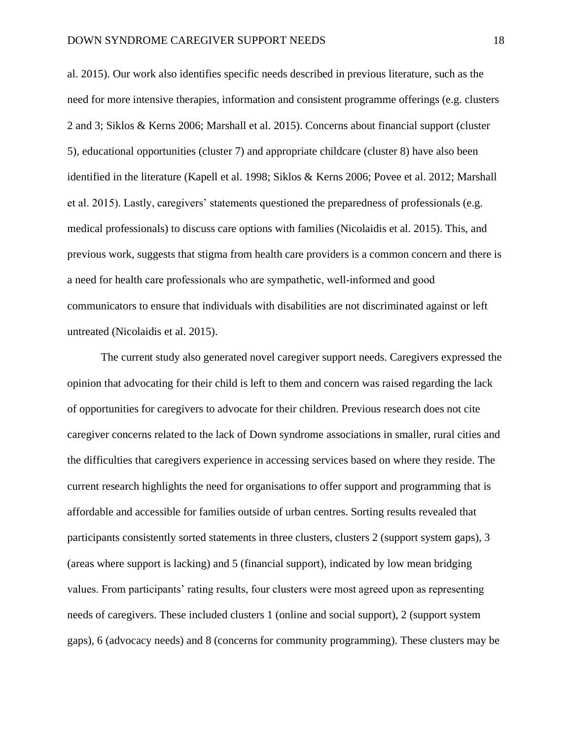al. 2015). Our work also identifies specific needs described in previous literature, such as the need for more intensive therapies, information and consistent programme offerings (e.g. clusters 2 and 3; Siklos & Kerns 2006; Marshall et al. 2015). Concerns about financial support (cluster 5), educational opportunities (cluster 7) and appropriate childcare (cluster 8) have also been identified in the literature (Kapell et al. 1998; Siklos & Kerns 2006; Povee et al. 2012; Marshall et al. 2015). Lastly, caregivers' statements questioned the preparedness of professionals (e.g. medical professionals) to discuss care options with families (Nicolaidis et al. 2015). This, and previous work, suggests that stigma from health care providers is a common concern and there is a need for health care professionals who are sympathetic, well-informed and good communicators to ensure that individuals with disabilities are not discriminated against or left untreated (Nicolaidis et al. 2015).

The current study also generated novel caregiver support needs. Caregivers expressed the opinion that advocating for their child is left to them and concern was raised regarding the lack of opportunities for caregivers to advocate for their children. Previous research does not cite caregiver concerns related to the lack of Down syndrome associations in smaller, rural cities and the difficulties that caregivers experience in accessing services based on where they reside. The current research highlights the need for organisations to offer support and programming that is affordable and accessible for families outside of urban centres. Sorting results revealed that participants consistently sorted statements in three clusters, clusters 2 (support system gaps), 3 (areas where support is lacking) and 5 (financial support), indicated by low mean bridging values. From participants' rating results, four clusters were most agreed upon as representing needs of caregivers. These included clusters 1 (online and social support), 2 (support system gaps), 6 (advocacy needs) and 8 (concerns for community programming). These clusters may be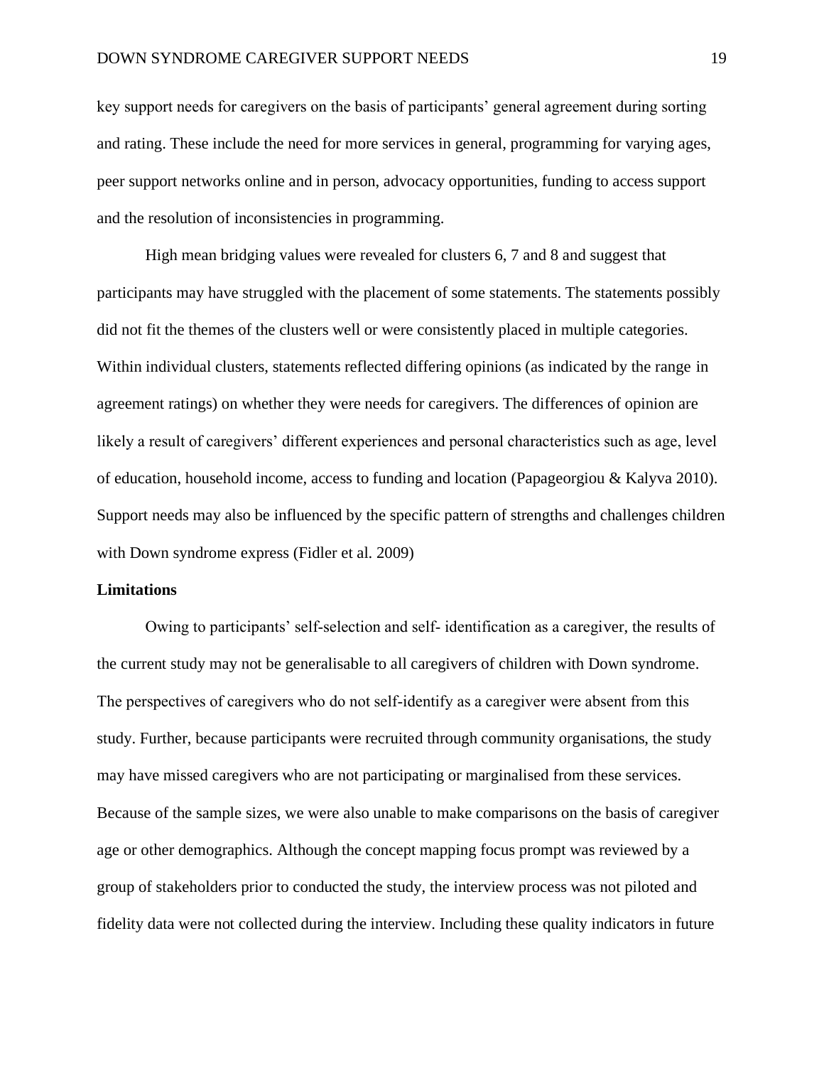key support needs for caregivers on the basis of participants' general agreement during sorting and rating. These include the need for more services in general, programming for varying ages, peer support networks online and in person, advocacy opportunities, funding to access support and the resolution of inconsistencies in programming.

High mean bridging values were revealed for clusters 6, 7 and 8 and suggest that participants may have struggled with the placement of some statements. The statements possibly did not fit the themes of the clusters well or were consistently placed in multiple categories. Within individual clusters, statements reflected differing opinions (as indicated by the range in agreement ratings) on whether they were needs for caregivers. The differences of opinion are likely a result of caregivers' different experiences and personal characteristics such as age, level of education, household income, access to funding and location (Papageorgiou & Kalyva 2010). Support needs may also be influenced by the specific pattern of strengths and challenges children with Down syndrome express (Fidler et al. 2009)

**Limitations**

Owing to participants' self-selection and self- identification as a caregiver, the results of the current study may not be generalisable to all caregivers of children with Down syndrome. The perspectives of caregivers who do not self-identify as a caregiver were absent from this study. Further, because participants were recruited through community organisations, the study may have missed caregivers who are not participating or marginalised from these services. Because of the sample sizes, we were also unable to make comparisons on the basis of caregiver age or other demographics. Although the concept mapping focus prompt was reviewed by a group of stakeholders prior to conducted the study, the interview process was not piloted and fidelity data were not collected during the interview. Including these quality indicators in future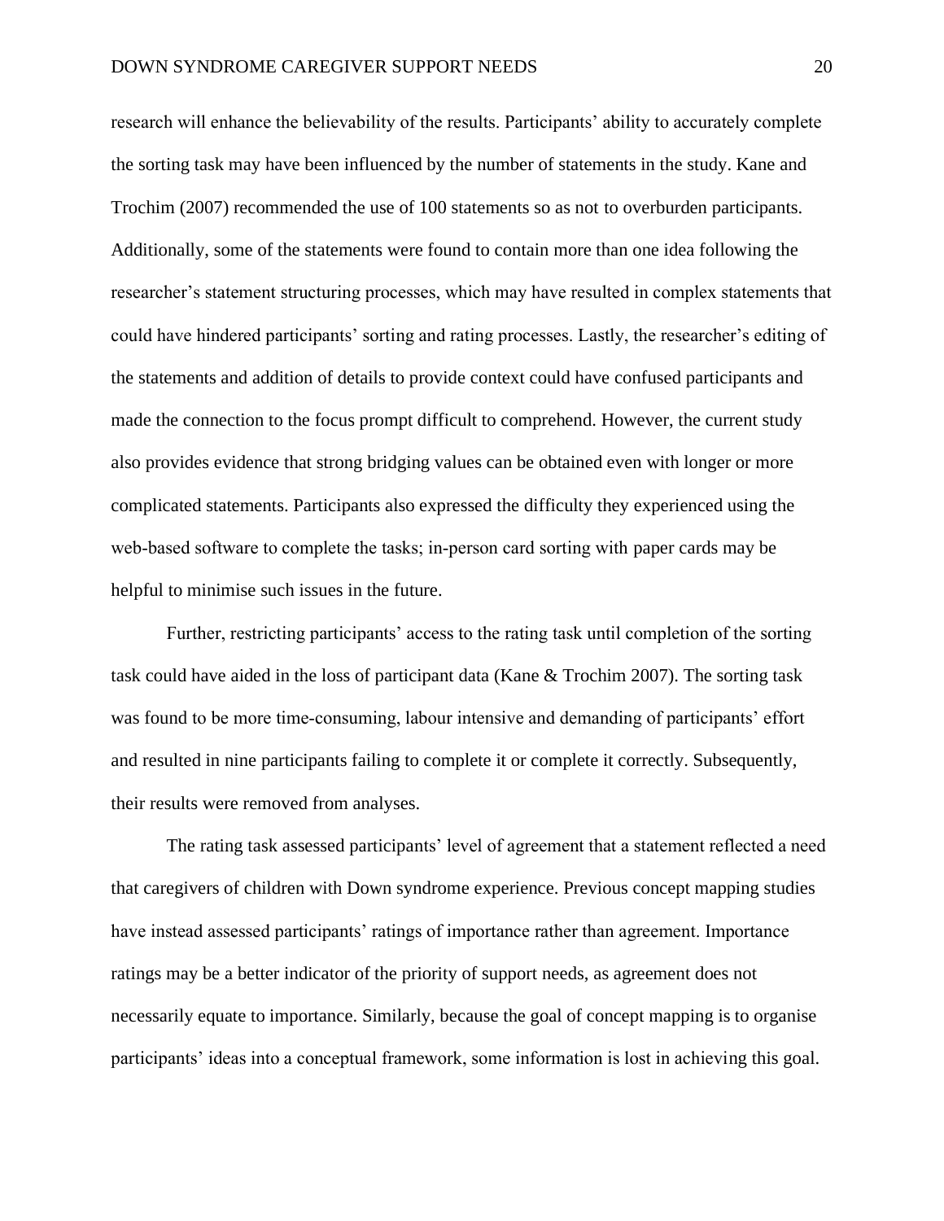research will enhance the believability of the results. Participants' ability to accurately complete the sorting task may have been influenced by the number of statements in the study. Kane and Trochim (2007) recommended the use of 100 statements so as not to overburden participants. Additionally, some of the statements were found to contain more than one idea following the researcher's statement structuring processes, which may have resulted in complex statements that could have hindered participants' sorting and rating processes. Lastly, the researcher's editing of the statements and addition of details to provide context could have confused participants and made the connection to the focus prompt difficult to comprehend. However, the current study also provides evidence that strong bridging values can be obtained even with longer or more complicated statements. Participants also expressed the difficulty they experienced using the web-based software to complete the tasks; in-person card sorting with paper cards may be helpful to minimise such issues in the future.

Further, restricting participants' access to the rating task until completion of the sorting task could have aided in the loss of participant data (Kane & Trochim 2007). The sorting task was found to be more time-consuming, labour intensive and demanding of participants' effort and resulted in nine participants failing to complete it or complete it correctly. Subsequently, their results were removed from analyses.

The rating task assessed participants' level of agreement that a statement reflected a need that caregivers of children with Down syndrome experience. Previous concept mapping studies have instead assessed participants' ratings of importance rather than agreement. Importance ratings may be a better indicator of the priority of support needs, as agreement does not necessarily equate to importance. Similarly, because the goal of concept mapping is to organise participants' ideas into a conceptual framework, some information is lost in achieving this goal.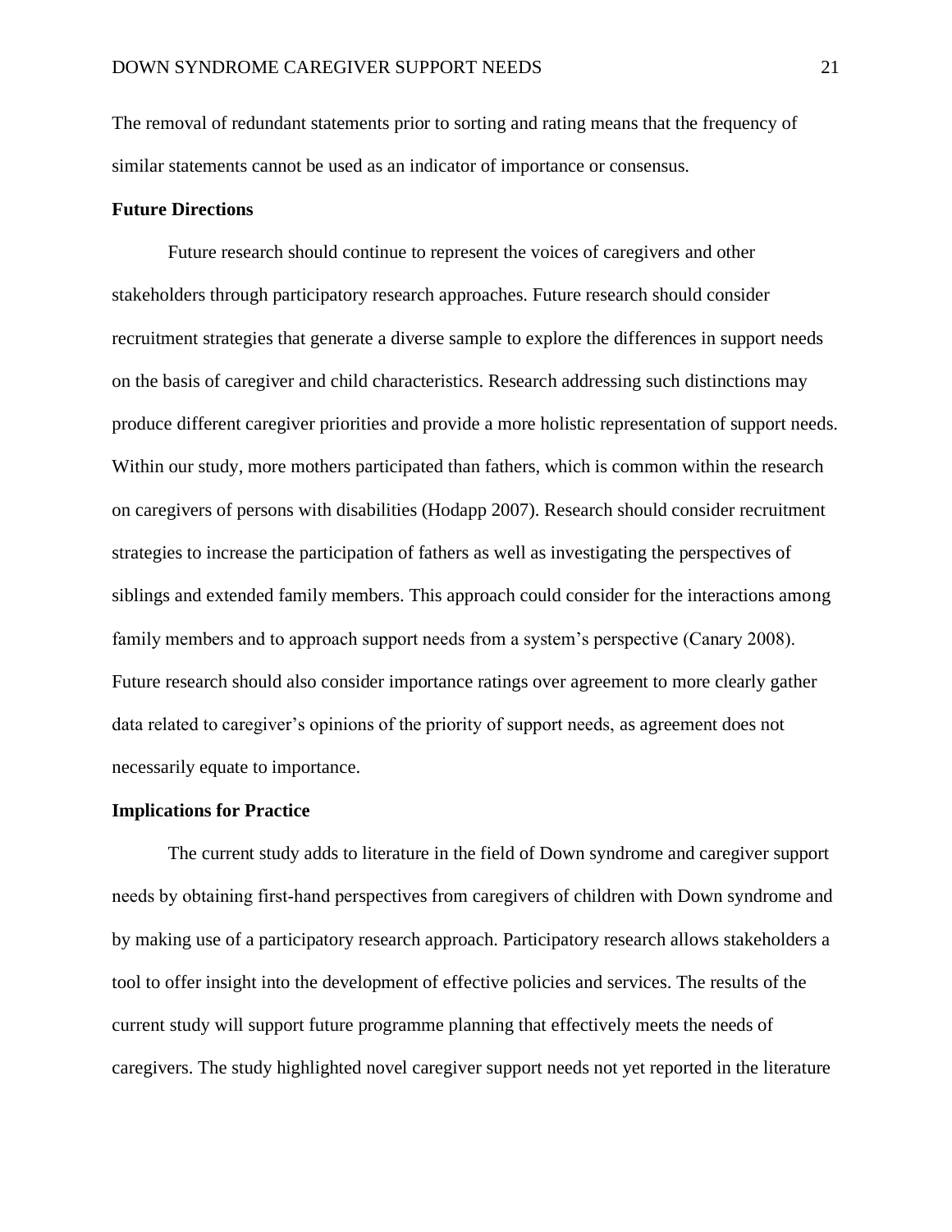The removal of redundant statements prior to sorting and rating means that the frequency of similar statements cannot be used as an indicator of importance or consensus.

**Future Directions**

Future research should continue to represent the voices of caregivers and other stakeholders through participatory research approaches. Future research should consider recruitment strategies that generate a diverse sample to explore the differences in support needs on the basis of caregiver and child characteristics. Research addressing such distinctions may produce different caregiver priorities and provide a more holistic representation of support needs. Within our study, more mothers participated than fathers, which is common within the research on caregivers of persons with disabilities (Hodapp 2007). Research should consider recruitment strategies to increase the participation of fathers as well as investigating the perspectives of siblings and extended family members. This approach could consider for the interactions among family members and to approach support needs from a system's perspective (Canary 2008). Future research should also consider importance ratings over agreement to more clearly gather data related to caregiver's opinions of the priority of support needs, as agreement does not necessarily equate to importance.

**Implications for Practice**

The current study adds to literature in the field of Down syndrome and caregiver support needs by obtaining first-hand perspectives from caregivers of children with Down syndrome and by making use of a participatory research approach. Participatory research allows stakeholders a tool to offer insight into the development of effective policies and services. The results of the current study will support future programme planning that effectively meets the needs of caregivers. The study highlighted novel caregiver support needs not yet reported in the literature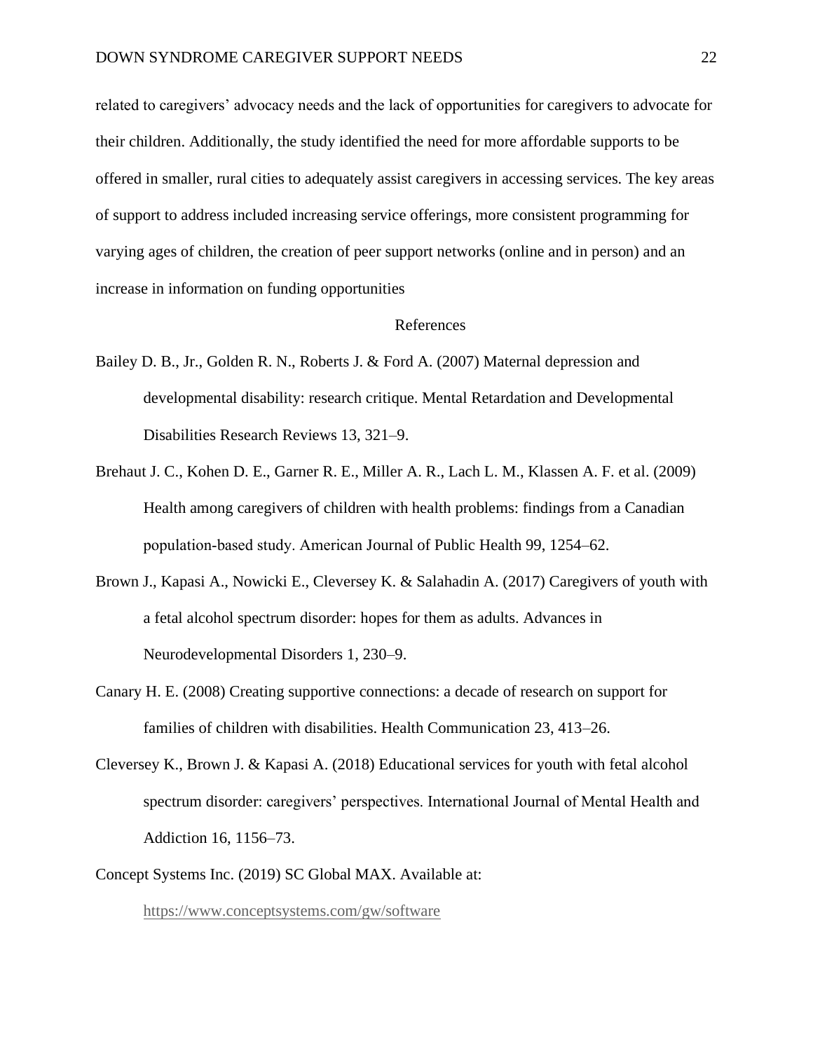related to caregivers' advocacy needs and the lack of opportunities for caregivers to advocate for their children. Additionally, the study identified the need for more affordable supports to be offered in smaller, rural cities to adequately assist caregivers in accessing services. The key areas of support to address included increasing service offerings, more consistent programming for varying ages of children, the creation of peer support networks (online and in person) and an increase in information on funding opportunities

## References

Bailey D. B., Jr., Golden R. N., Roberts J. & Ford A. (2007) Maternal depression and developmental disability: research critique. Mental Retardation and Developmental Disabilities Research Reviews 13, 321–9.

Brehaut J. C., Kohen D. E., Garner R. E., Miller A. R., Lach L. M., Klassen A. F. et al. (2009) Health among caregivers of children with health problems: findings from a Canadian population-based study. American Journal of Public Health 99, 1254–62.

Brown J., Kapasi A., Nowicki E., Cleversey K. & Salahadin A. (2017) Caregivers of youth with a fetal alcohol spectrum disorder: hopes for them as adults. Advances in Neurodevelopmental Disorders 1, 230–9.

Canary H. E. (2008) Creating supportive connections: a decade of research on support for families of children with disabilities. Health Communication 23, 413–26.

Cleversey K., Brown J. & Kapasi A. (2018) Educational services for youth with fetal alcohol spectrum disorder: caregivers' perspectives. International Journal of Mental Health and Addiction 16, 1156–73.

Concept Systems Inc. (2019) SC Global MAX. Available at: https://www.conceptsystems.com/gw/software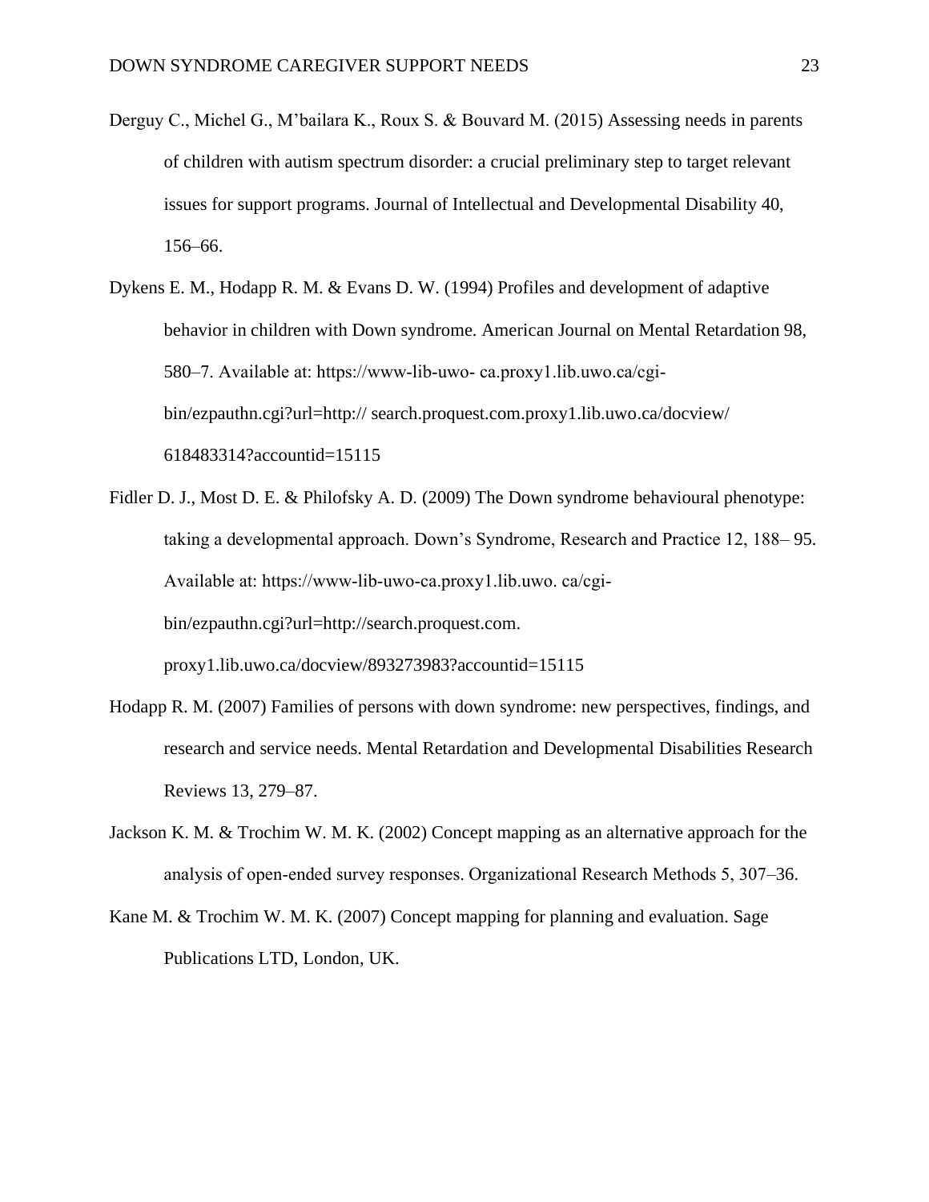Derguy C., Michel G., M'bailara K., Roux S. & Bouvard M. (2015) Assessing needs in parents of children with autism spectrum disorder: a crucial preliminary step to target relevant issues for support programs. Journal of Intellectual and Developmental Disability 40, 156–66.

Dykens E. M., Hodapp R. M. & Evans D. W. (1994) Profiles and development of adaptive behavior in children with Down syndrome. American Journal on Mental Retardation 98, 580–7. Available at: https://www-lib-uwo- ca.proxy1.lib.uwo.ca/cgi-bin/ezpauthn.cgi?url=http:// search.proquest.com.proxy1.lib.uwo.ca/docview/ 618483314?accountid=15115

Fidler D. J., Most D. E. & Philofsky A. D. (2009) The Down syndrome behavioural phenotype: taking a developmental approach. Down's Syndrome, Research and Practice 12, 188– 95. Available at: https://www-lib-uwo-ca.proxy1.lib.uwo. ca/cgi-bin/ezpauthn.cgi?url=http://search.proquest.com. proxy1.lib.uwo.ca/docview/893273983?accountid=15115

Hodapp R. M. (2007) Families of persons with down syndrome: new perspectives, findings, and research and service needs. Mental Retardation and Developmental Disabilities Research Reviews 13, 279–87.

Jackson K. M. & Trochim W. M. K. (2002) Concept mapping as an alternative approach for the analysis of open-ended survey responses. Organizational Research Methods 5, 307–36.

Kane M. & Trochim W. M. K. (2007) Concept mapping for planning and evaluation. Sage Publications LTD, London, UK.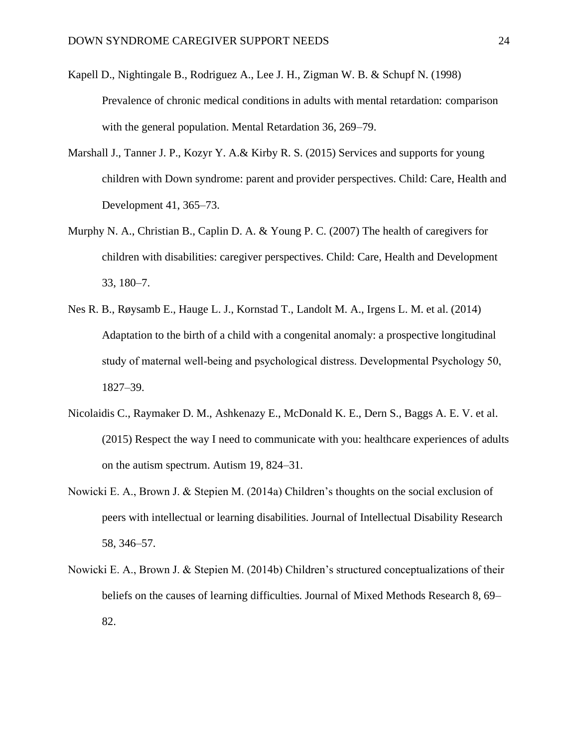Kapell D., Nightingale B., Rodriguez A., Lee J. H., Zigman W. B. & Schupf N. (1998) Prevalence of chronic medical conditions in adults with mental retardation: comparison with the general population. Mental Retardation 36, 269–79.

Marshall J., Tanner J. P., Kozyr Y. A.& Kirby R. S. (2015) Services and supports for young children with Down syndrome: parent and provider perspectives. Child: Care, Health and Development 41, 365–73.

Murphy N. A., Christian B., Caplin D. A. & Young P. C. (2007) The health of caregivers for children with disabilities: caregiver perspectives. Child: Care, Health and Development 33, 180–7.

Nes R. B., Røysamb E., Hauge L. J., Kornstad T., Landolt M. A., Irgens L. M. et al. (2014) Adaptation to the birth of a child with a congenital anomaly: a prospective longitudinal study of maternal well-being and psychological distress. Developmental Psychology 50, 1827–39.

Nicolaidis C., Raymaker D. M., Ashkenazy E., McDonald K. E., Dern S., Baggs A. E. V. et al. (2015) Respect the way I need to communicate with you: healthcare experiences of adults on the autism spectrum. Autism 19, 824–31.

Nowicki E. A., Brown J. & Stepien M. (2014a) Children's thoughts on the social exclusion of peers with intellectual or learning disabilities. Journal of Intellectual Disability Research 58, 346–57.

Nowicki E. A., Brown J. & Stepien M. (2014b) Children's structured conceptualizations of their beliefs on the causes of learning difficulties. Journal of Mixed Methods Research 8, 69–82.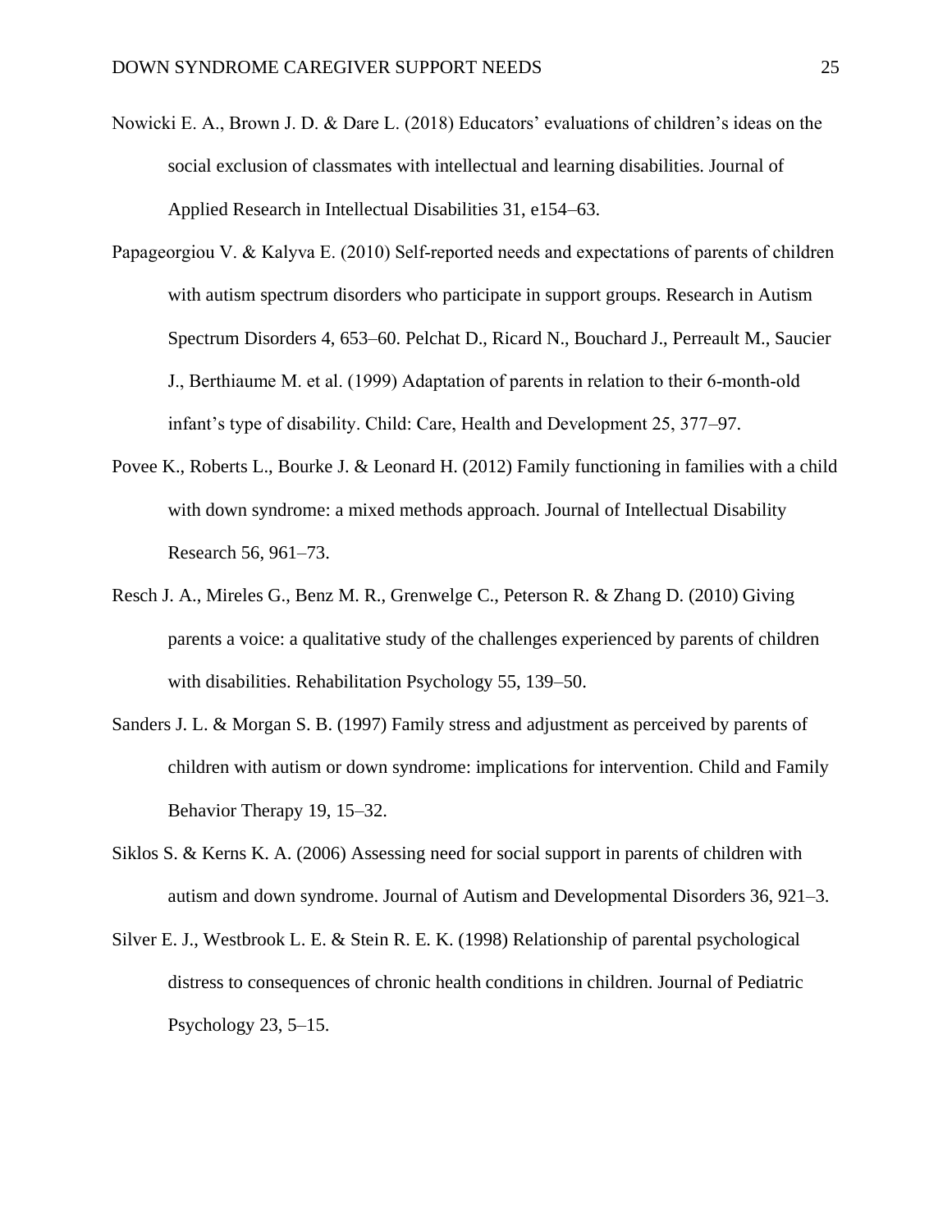Nowicki E. A., Brown J. D. & Dare L. (2018) Educators' evaluations of children's ideas on the social exclusion of classmates with intellectual and learning disabilities. Journal of Applied Research in Intellectual Disabilities 31, e154–63.

Papageorgiou V. & Kalyva E. (2010) Self-reported needs and expectations of parents of children with autism spectrum disorders who participate in support groups. Research in Autism Spectrum Disorders 4, 653–60. Pelchat D., Ricard N., Bouchard J., Perreault M., Saucier J., Berthiaume M. et al. (1999) Adaptation of parents in relation to their 6-month-old infant's type of disability. Child: Care, Health and Development 25, 377–97.

Povee K., Roberts L., Bourke J. & Leonard H. (2012) Family functioning in families with a child with down syndrome: a mixed methods approach. Journal of Intellectual Disability Research 56, 961–73.

Resch J. A., Mireles G., Benz M. R., Grenwelge C., Peterson R. & Zhang D. (2010) Giving parents a voice: a qualitative study of the challenges experienced by parents of children with disabilities. Rehabilitation Psychology 55, 139–50.

Sanders J. L. & Morgan S. B. (1997) Family stress and adjustment as perceived by parents of children with autism or down syndrome: implications for intervention. Child and Family Behavior Therapy 19, 15–32.

Siklos S. & Kerns K. A. (2006) Assessing need for social support in parents of children with autism and down syndrome. Journal of Autism and Developmental Disorders 36, 921–3.

Silver E. J., Westbrook L. E. & Stein R. E. K. (1998) Relationship of parental psychological distress to consequences of chronic health conditions in children. Journal of Pediatric Psychology 23, 5–15.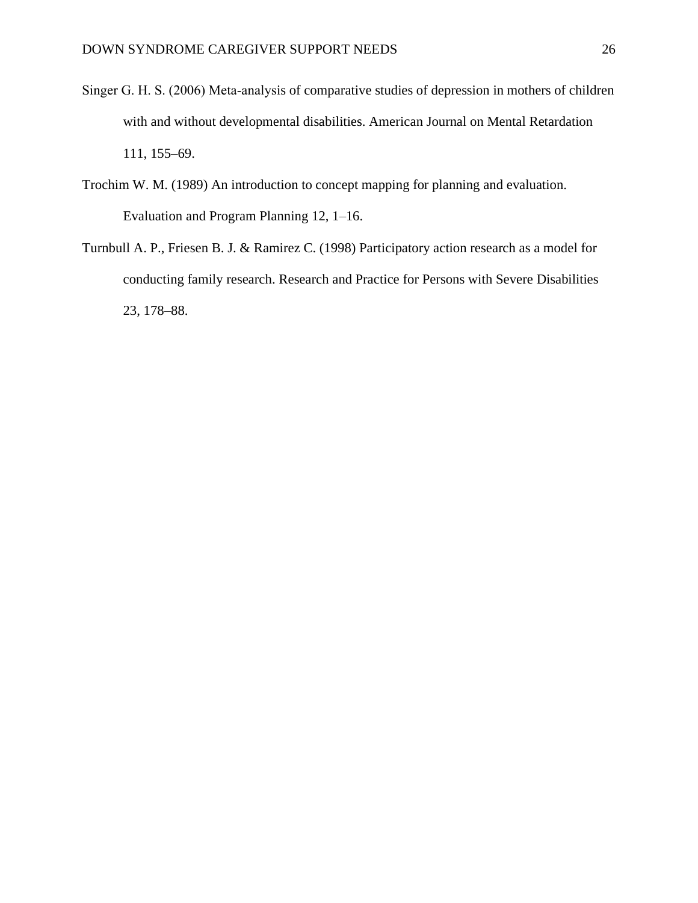Singer G. H. S. (2006) Meta-analysis of comparative studies of depression in mothers of children with and without developmental disabilities. American Journal on Mental Retardation 111, 155–69.

Trochim W. M. (1989) An introduction to concept mapping for planning and evaluation. Evaluation and Program Planning 12, 1–16.

Turnbull A. P., Friesen B. J. & Ramirez C. (1998) Participatory action research as a model for conducting family research. Research and Practice for Persons with Severe Disabilities 23, 178–88.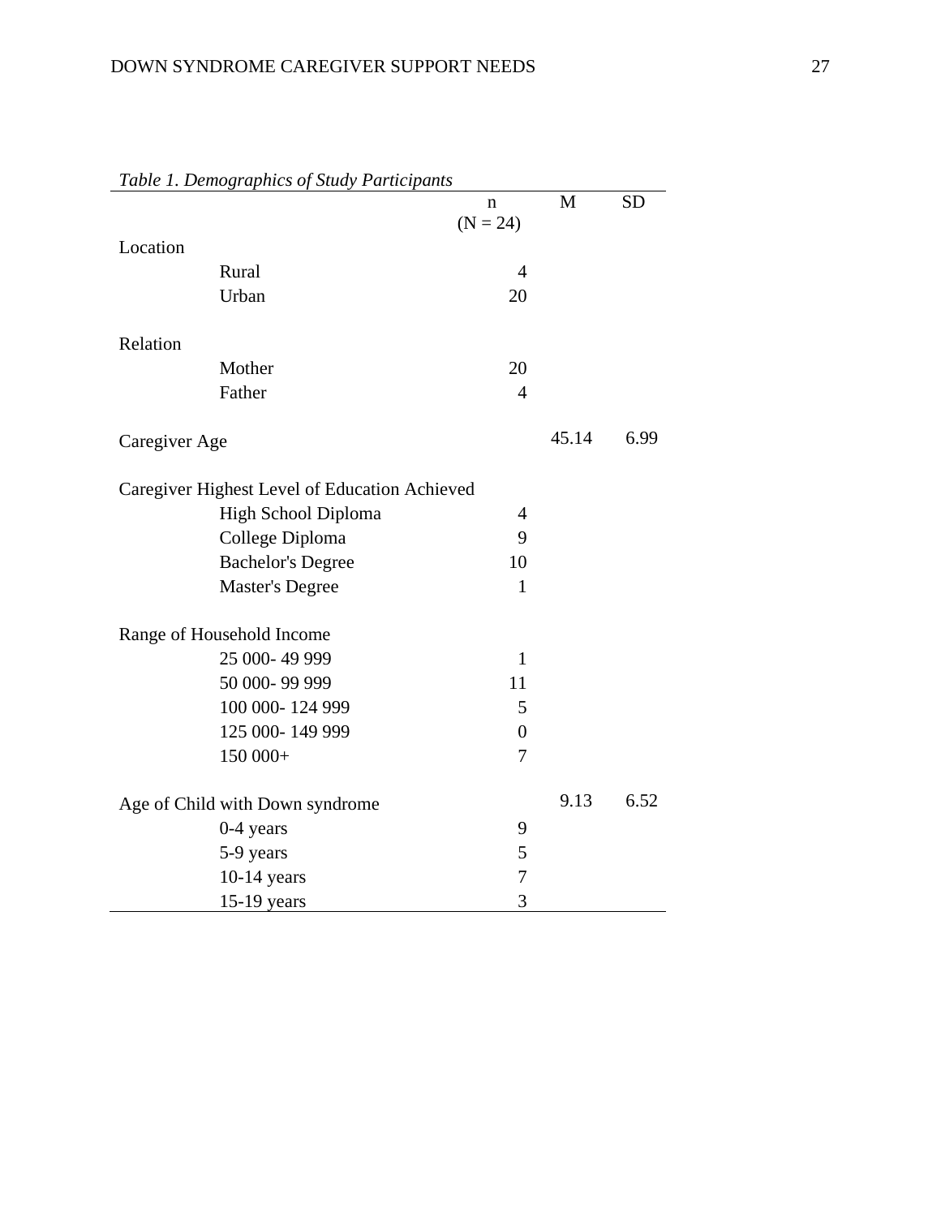*Table 1. Demographics of Study Participants*

| | n (N = 24) | M | SD |
|---|---|---|---|
| Location | | | |
| Rural | 4 | | |
| Urban | 20 | | |
| Relation | | | |
| Mother | 20 | | |
| Father | 4 | | |
| Caregiver Age | | 45.14 | 6.99 |
| Caregiver Highest Level of Education Achieved | | | |
| High School Diploma | 4 | | |
| College Diploma | 9 | | |
| Bachelor's Degree | 10 | | |
| Master's Degree | 1 | | |
| Range of Household Income | | | |
| 25 000- 49 999 | 1 | | |
| 50 000- 99 999 | 11 | | |
| 100 000- 124 999 | 5 | | |
| 125 000- 149 999 | 0 | | |
| 150 000+ | 7 | | |
| Age of Child with Down syndrome | | 9.13 | 6.52 |
| 0-4 years | 9 | | |
| 5-9 years | 5 | | |
| 10-14 years | 7 | | |
| 15-19 years | 3 | | |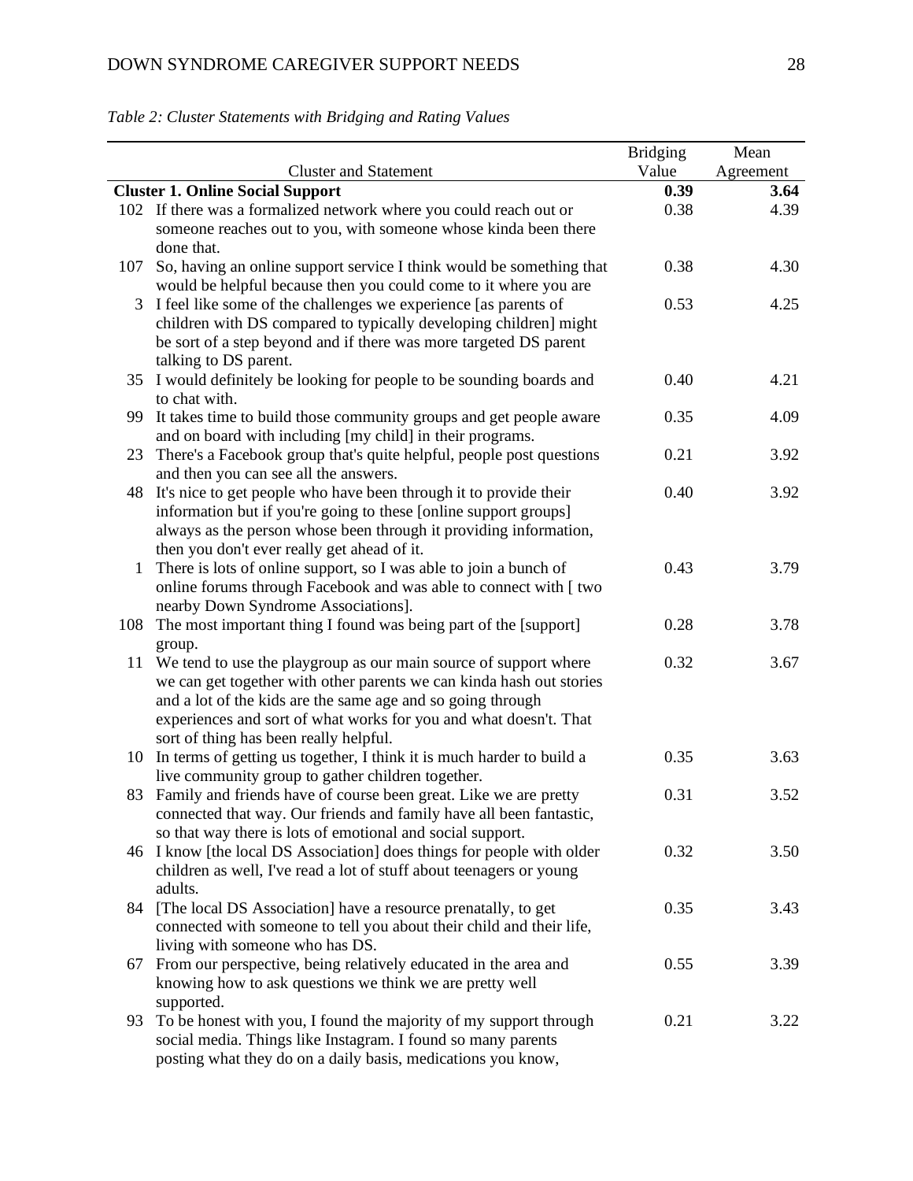*Table 2: Cluster Statements with Bridging and Rating Values*

| | Cluster and Statement | Bridging Value | Mean Agreement |
|---|---|---|---|
| **Cluster 1. Online Social Support** | | **0.39** | **3.64** |
| 102 | If there was a formalized network where you could reach out or someone reaches out to you, with someone whose kinda been there done that. | 0.38 | 4.39 |
| 107 | So, having an online support service I think would be something that would be helpful because then you could come to it where you are | 0.38 | 4.30 |
| 3 | I feel like some of the challenges we experience [as parents of children with DS compared to typically developing children] might be sort of a step beyond and if there was more targeted DS parent talking to DS parent. | 0.53 | 4.25 |
| 35 | I would definitely be looking for people to be sounding boards and to chat with. | 0.40 | 4.21 |
| 99 | It takes time to build those community groups and get people aware and on board with including [my child] in their programs. | 0.35 | 4.09 |
| 23 | There's a Facebook group that's quite helpful, people post questions and then you can see all the answers. | 0.21 | 3.92 |
| 48 | It's nice to get people who have been through it to provide their information but if you're going to these [online support groups] always as the person whose been through it providing information, then you don't ever really get ahead of it. | 0.40 | 3.92 |
| 1 | There is lots of online support, so I was able to join a bunch of online forums through Facebook and was able to connect with [ two nearby Down Syndrome Associations]. | 0.43 | 3.79 |
| 108 | The most important thing I found was being part of the [support] group. | 0.28 | 3.78 |
| 11 | We tend to use the playgroup as our main source of support where we can get together with other parents we can kinda hash out stories and a lot of the kids are the same age and so going through experiences and sort of what works for you and what doesn't. That sort of thing has been really helpful. | 0.32 | 3.67 |
| 10 | In terms of getting us together, I think it is much harder to build a live community group to gather children together. | 0.35 | 3.63 |
| 83 | Family and friends have of course been great. Like we are pretty connected that way. Our friends and family have all been fantastic, so that way there is lots of emotional and social support. | 0.31 | 3.52 |
| 46 | I know [the local DS Association] does things for people with older children as well, I've read a lot of stuff about teenagers or young adults. | 0.32 | 3.50 |
| 84 | [The local DS Association] have a resource prenatally, to get connected with someone to tell you about their child and their life, living with someone who has DS. | 0.35 | 3.43 |
| 67 | From our perspective, being relatively educated in the area and knowing how to ask questions we think we are pretty well supported. | 0.55 | 3.39 |
| 93 | To be honest with you, I found the majority of my support through social media. Things like Instagram. I found so many parents posting what they do on a daily basis, medications you know, | 0.21 | 3.22 |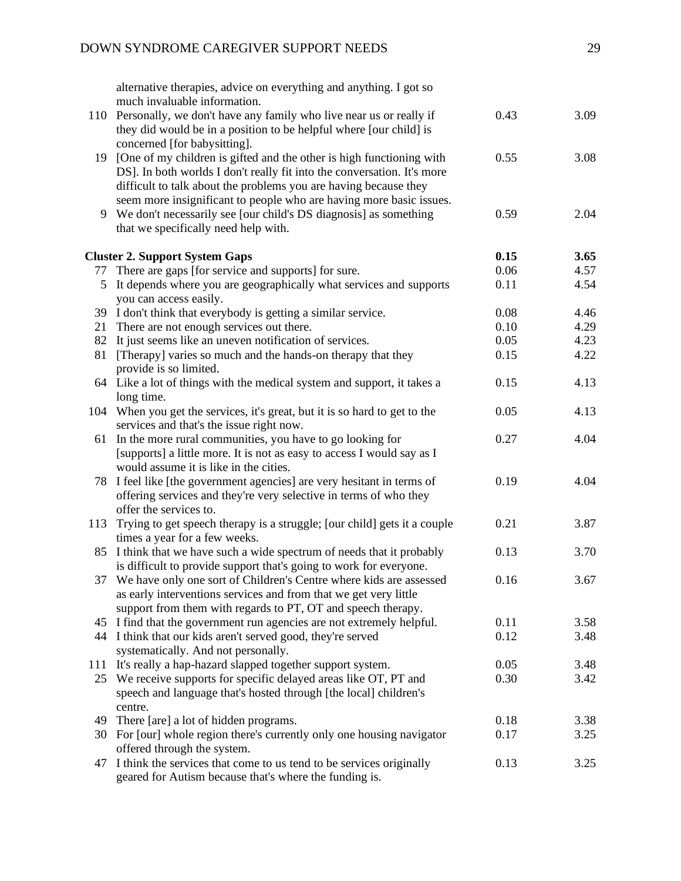| | | | |
|---|---|---|---|
| | alternative therapies, advice on everything and anything. I got so much invaluable information. | | |
| 110 | Personally, we don't have any family who live near us or really if they did would be in a position to be helpful where [our child] is concerned [for babysitting]. | 0.43 | 3.09 |
| 19 | [One of my children is gifted and the other is high functioning with DS]. In both worlds I don't really fit into the conversation. It's more difficult to talk about the problems you are having because they seem more insignificant to people who are having more basic issues. | 0.55 | 3.08 |
| 9 | We don't necessarily see [our child's DS diagnosis] as something that we specifically need help with. | 0.59 | 2.04 |
| | **Cluster 2. Support System Gaps** | **0.15** | **3.65** |
| 77 | There are gaps [for service and supports] for sure. | 0.06 | 4.57 |
| 5 | It depends where you are geographically what services and supports you can access easily. | 0.11 | 4.54 |
| 39 | I don't think that everybody is getting a similar service. | 0.08 | 4.46 |
| 21 | There are not enough services out there. | 0.10 | 4.29 |
| 82 | It just seems like an uneven notification of services. | 0.05 | 4.23 |
| 81 | [Therapy] varies so much and the hands-on therapy that they provide is so limited. | 0.15 | 4.22 |
| 64 | Like a lot of things with the medical system and support, it takes a long time. | 0.15 | 4.13 |
| 104 | When you get the services, it's great, but it is so hard to get to the services and that's the issue right now. | 0.05 | 4.13 |
| 61 | In the more rural communities, you have to go looking for [supports] a little more. It is not as easy to access I would say as I would assume it is like in the cities. | 0.27 | 4.04 |
| 78 | I feel like [the government agencies] are very hesitant in terms of offering services and they're very selective in terms of who they offer the services to. | 0.19 | 4.04 |
| 113 | Trying to get speech therapy is a struggle; [our child] gets it a couple times a year for a few weeks. | 0.21 | 3.87 |
| 85 | I think that we have such a wide spectrum of needs that it probably is difficult to provide support that's going to work for everyone. | 0.13 | 3.70 |
| 37 | We have only one sort of Children's Centre where kids are assessed as early interventions services and from that we get very little support from them with regards to PT, OT and speech therapy. | 0.16 | 3.67 |
| 45 | I find that the government run agencies are not extremely helpful. | 0.11 | 3.58 |
| 44 | I think that our kids aren't served good, they're served systematically. And not personally. | 0.12 | 3.48 |
| 111 | It's really a hap-hazard slapped together support system. | 0.05 | 3.48 |
| 25 | We receive supports for specific delayed areas like OT, PT and speech and language that's hosted through [the local] children's centre. | 0.30 | 3.42 |
| 49 | There [are] a lot of hidden programs. | 0.18 | 3.38 |
| 30 | For [our] whole region there's currently only one housing navigator offered through the system. | 0.17 | 3.25 |
| 47 | I think the services that come to us tend to be services originally geared for Autism because that's where the funding is. | 0.13 | 3.25 |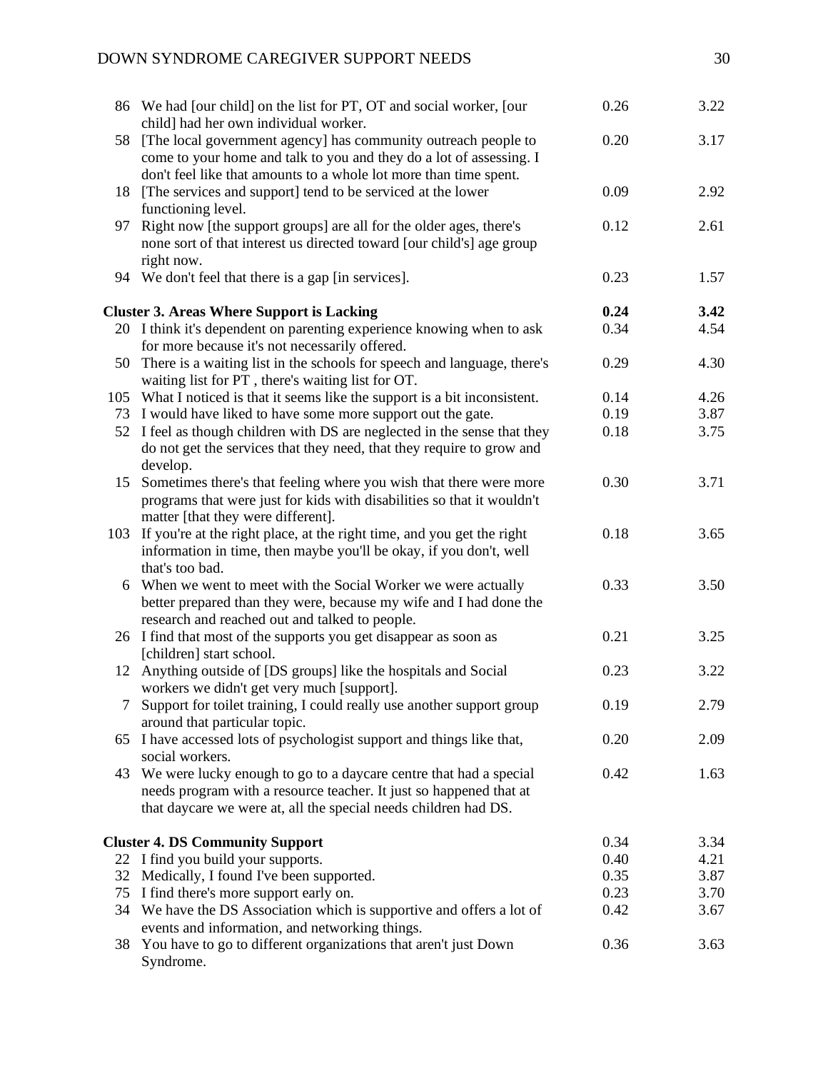| | | | |
|---|---|---|---|
| 86 | We had [our child] on the list for PT, OT and social worker, [our child] had her own individual worker. | 0.26 | 3.22 |
| 58 | [The local government agency] has community outreach people to come to your home and talk to you and they do a lot of assessing. I don't feel like that amounts to a whole lot more than time spent. | 0.20 | 3.17 |
| 18 | [The services and support] tend to be serviced at the lower functioning level. | 0.09 | 2.92 |
| 97 | Right now [the support groups] are all for the older ages, there's none sort of that interest us directed toward [our child's] age group right now. | 0.12 | 2.61 |
| 94 | We don't feel that there is a gap [in services]. | 0.23 | 1.57 |
| **Cluster 3. Areas Where Support is Lacking** | | **0.24** | **3.42** |
| 20 | I think it's dependent on parenting experience knowing when to ask for more because it's not necessarily offered. | 0.34 | 4.54 |
| 50 | There is a waiting list in the schools for speech and language, there's waiting list for PT , there's waiting list for OT. | 0.29 | 4.30 |
| 105 | What I noticed is that it seems like the support is a bit inconsistent. | 0.14 | 4.26 |
| 73 | I would have liked to have some more support out the gate. | 0.19 | 3.87 |
| 52 | I feel as though children with DS are neglected in the sense that they do not get the services that they need, that they require to grow and develop. | 0.18 | 3.75 |
| 15 | Sometimes there's that feeling where you wish that there were more programs that were just for kids with disabilities so that it wouldn't matter [that they were different]. | 0.30 | 3.71 |
| 103 | If you're at the right place, at the right time, and you get the right information in time, then maybe you'll be okay, if you don't, well that's too bad. | 0.18 | 3.65 |
| 6 | When we went to meet with the Social Worker we were actually better prepared than they were, because my wife and I had done the research and reached out and talked to people. | 0.33 | 3.50 |
| 26 | I find that most of the supports you get disappear as soon as [children] start school. | 0.21 | 3.25 |
| 12 | Anything outside of [DS groups] like the hospitals and Social workers we didn't get very much [support]. | 0.23 | 3.22 |
| 7 | Support for toilet training, I could really use another support group around that particular topic. | 0.19 | 2.79 |
| 65 | I have accessed lots of psychologist support and things like that, social workers. | 0.20 | 2.09 |
| 43 | We were lucky enough to go to a daycare centre that had a special needs program with a resource teacher. It just so happened that at that daycare we were at, all the special needs children had DS. | 0.42 | 1.63 |
| **Cluster 4. DS Community Support** | | 0.34 | 3.34 |
| 22 | I find you build your supports. | 0.40 | 4.21 |
| 32 | Medically, I found I've been supported. | 0.35 | 3.87 |
| 75 | I find there's more support early on. | 0.23 | 3.70 |
| 34 | We have the DS Association which is supportive and offers a lot of events and information, and networking things. | 0.42 | 3.67 |
| 38 | You have to go to different organizations that aren't just Down Syndrome. | 0.36 | 3.63 |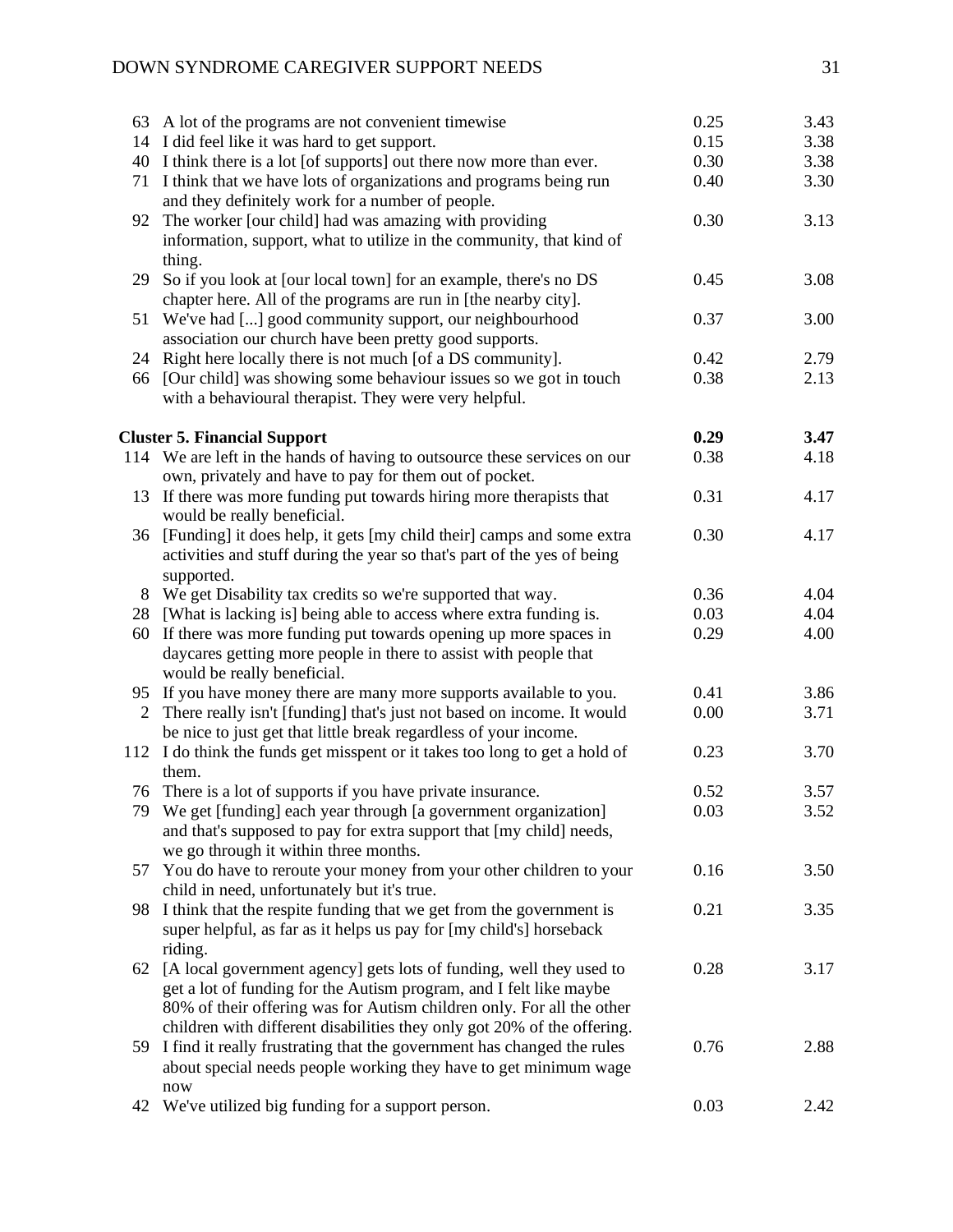| # | Statement | | |
|---|---|---|---|
| 63 | A lot of the programs are not convenient timewise | 0.25 | 3.43 |
| 14 | I did feel like it was hard to get support. | 0.15 | 3.38 |
| 40 | I think there is a lot [of supports] out there now more than ever. | 0.30 | 3.38 |
| 71 | I think that we have lots of organizations and programs being run and they definitely work for a number of people. | 0.40 | 3.30 |
| 92 | The worker [our child] had was amazing with providing information, support, what to utilize in the community, that kind of thing. | 0.30 | 3.13 |
| 29 | So if you look at [our local town] for an example, there's no DS chapter here. All of the programs are run in [the nearby city]. | 0.45 | 3.08 |
| 51 | We've had [...] good community support, our neighbourhood association our church have been pretty good supports. | 0.37 | 3.00 |
| 24 | Right here locally there is not much [of a DS community]. | 0.42 | 2.79 |
| 66 | [Our child] was showing some behaviour issues so we got in touch with a behavioural therapist. They were very helpful. | 0.38 | 2.13 |
| | **Cluster 5. Financial Support** | **0.29** | **3.47** |
| 114 | We are left in the hands of having to outsource these services on our own, privately and have to pay for them out of pocket. | 0.38 | 4.18 |
| 13 | If there was more funding put towards hiring more therapists that would be really beneficial. | 0.31 | 4.17 |
| 36 | [Funding] it does help, it gets [my child their] camps and some extra activities and stuff during the year so that's part of the yes of being supported. | 0.30 | 4.17 |
| 8 | We get Disability tax credits so we're supported that way. | 0.36 | 4.04 |
| 28 | [What is lacking is] being able to access where extra funding is. | 0.03 | 4.04 |
| 60 | If there was more funding put towards opening up more spaces in daycares getting more people in there to assist with people that would be really beneficial. | 0.29 | 4.00 |
| 95 | If you have money there are many more supports available to you. | 0.41 | 3.86 |
| 2 | There really isn't [funding] that's just not based on income. It would be nice to just get that little break regardless of your income. | 0.00 | 3.71 |
| 112 | I do think the funds get misspent or it takes too long to get a hold of them. | 0.23 | 3.70 |
| 76 | There is a lot of supports if you have private insurance. | 0.52 | 3.57 |
| 79 | We get [funding] each year through [a government organization] and that's supposed to pay for extra support that [my child] needs, we go through it within three months. | 0.03 | 3.52 |
| 57 | You do have to reroute your money from your other children to your child in need, unfortunately but it's true. | 0.16 | 3.50 |
| 98 | I think that the respite funding that we get from the government is super helpful, as far as it helps us pay for [my child's] horseback riding. | 0.21 | 3.35 |
| 62 | [A local government agency] gets lots of funding, well they used to get a lot of funding for the Autism program, and I felt like maybe 80% of their offering was for Autism children only. For all the other children with different disabilities they only got 20% of the offering. | 0.28 | 3.17 |
| 59 | I find it really frustrating that the government has changed the rules about special needs people working they have to get minimum wage now | 0.76 | 2.88 |
| 42 | We've utilized big funding for a support person. | 0.03 | 2.42 |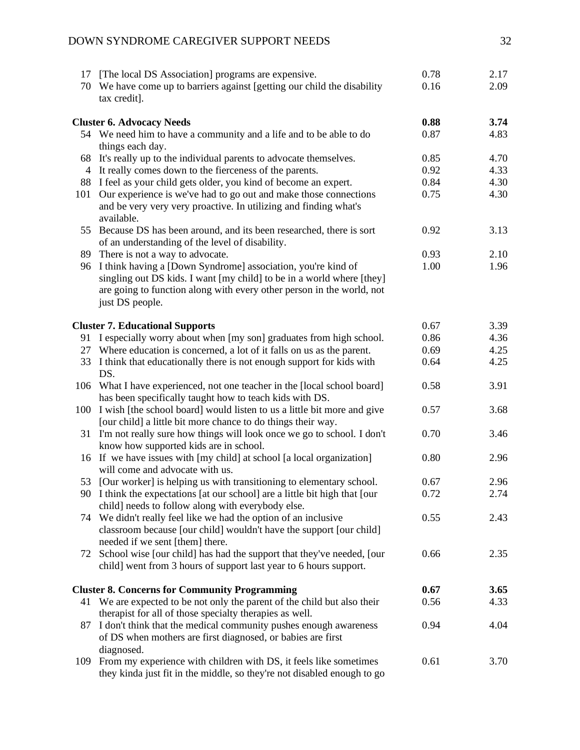| | | | |
|---|---|---|---|
| 17 | [The local DS Association] programs are expensive. | 0.78 | 2.17 |
| 70 | We have come up to barriers against [getting our child the disability tax credit]. | 0.16 | 2.09 |
| | **Cluster 6. Advocacy Needs** | **0.88** | **3.74** |
| 54 | We need him to have a community and a life and to be able to do things each day. | 0.87 | 4.83 |
| 68 | It's really up to the individual parents to advocate themselves. | 0.85 | 4.70 |
| 4 | It really comes down to the fierceness of the parents. | 0.92 | 4.33 |
| 88 | I feel as your child gets older, you kind of become an expert. | 0.84 | 4.30 |
| 101 | Our experience is we've had to go out and make those connections and be very very very proactive. In utilizing and finding what's available. | 0.75 | 4.30 |
| 55 | Because DS has been around, and its been researched, there is sort of an understanding of the level of disability. | 0.92 | 3.13 |
| 89 | There is not a way to advocate. | 0.93 | 2.10 |
| 96 | I think having a [Down Syndrome] association, you're kind of singling out DS kids. I want [my child] to be in a world where [they] are going to function along with every other person in the world, not just DS people. | 1.00 | 1.96 |
| | **Cluster 7. Educational Supports** | 0.67 | 3.39 |
| 91 | I especially worry about when [my son] graduates from high school. | 0.86 | 4.36 |
| 27 | Where education is concerned, a lot of it falls on us as the parent. | 0.69 | 4.25 |
| 33 | I think that educationally there is not enough support for kids with DS. | 0.64 | 4.25 |
| 106 | What I have experienced, not one teacher in the [local school board] has been specifically taught how to teach kids with DS. | 0.58 | 3.91 |
| 100 | I wish [the school board] would listen to us a little bit more and give [our child] a little bit more chance to do things their way. | 0.57 | 3.68 |
| 31 | I'm not really sure how things will look once we go to school. I don't know how supported kids are in school. | 0.70 | 3.46 |
| 16 | If we have issues with [my child] at school [a local organization] will come and advocate with us. | 0.80 | 2.96 |
| 53 | [Our worker] is helping us with transitioning to elementary school. | 0.67 | 2.96 |
| 90 | I think the expectations [at our school] are a little bit high that [our child] needs to follow along with everybody else. | 0.72 | 2.74 |
| 74 | We didn't really feel like we had the option of an inclusive classroom because [our child] wouldn't have the support [our child] needed if we sent [them] there. | 0.55 | 2.43 |
| 72 | School wise [our child] has had the support that they've needed, [our child] went from 3 hours of support last year to 6 hours support. | 0.66 | 2.35 |
| | **Cluster 8. Concerns for Community Programming** | **0.67** | **3.65** |
| 41 | We are expected to be not only the parent of the child but also their therapist for all of those specialty therapies as well. | 0.56 | 4.33 |
| 87 | I don't think that the medical community pushes enough awareness of DS when mothers are first diagnosed, or babies are first diagnosed. | 0.94 | 4.04 |
| 109 | From my experience with children with DS, it feels like sometimes they kinda just fit in the middle, so they're not disabled enough to go | 0.61 | 3.70 |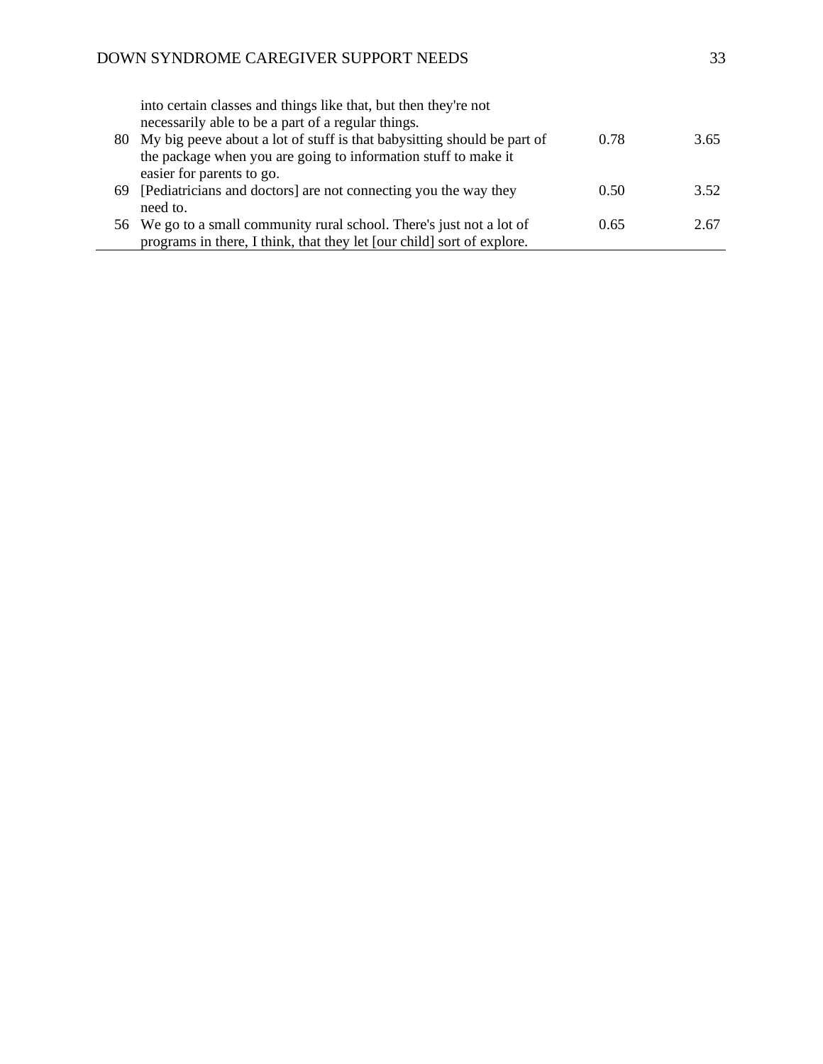| | | | |
|---|---|---|---|
| | into certain classes and things like that, but then they're not necessarily able to be a part of a regular things. | | |
| 80 | My big peeve about a lot of stuff is that babysitting should be part of the package when you are going to information stuff to make it easier for parents to go. | 0.78 | 3.65 |
| 69 | [Pediatricians and doctors] are not connecting you the way they need to. | 0.50 | 3.52 |
| 56 | We go to a small community rural school. There's just not a lot of programs in there, I think, that they let [our child] sort of explore. | 0.65 | 2.67 |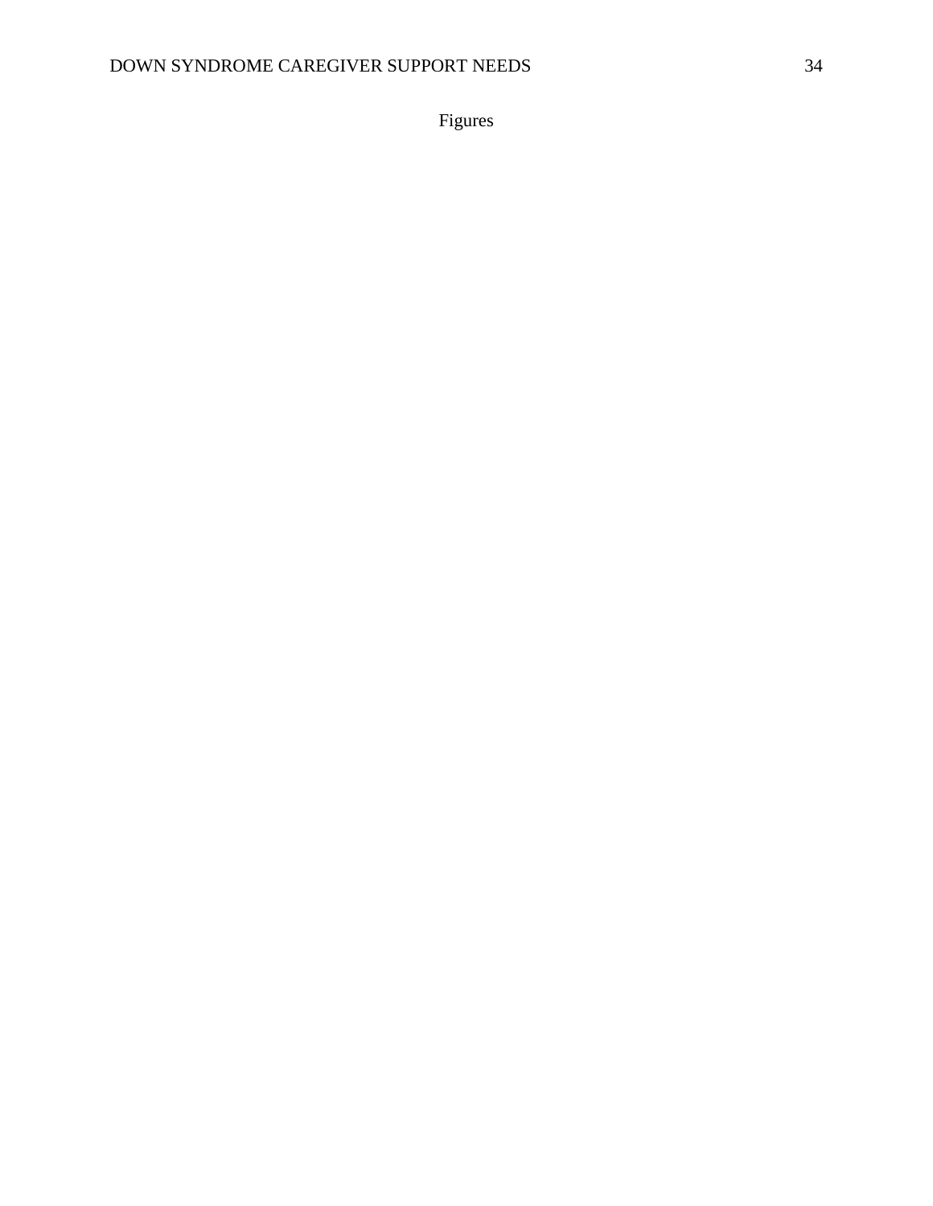# Figures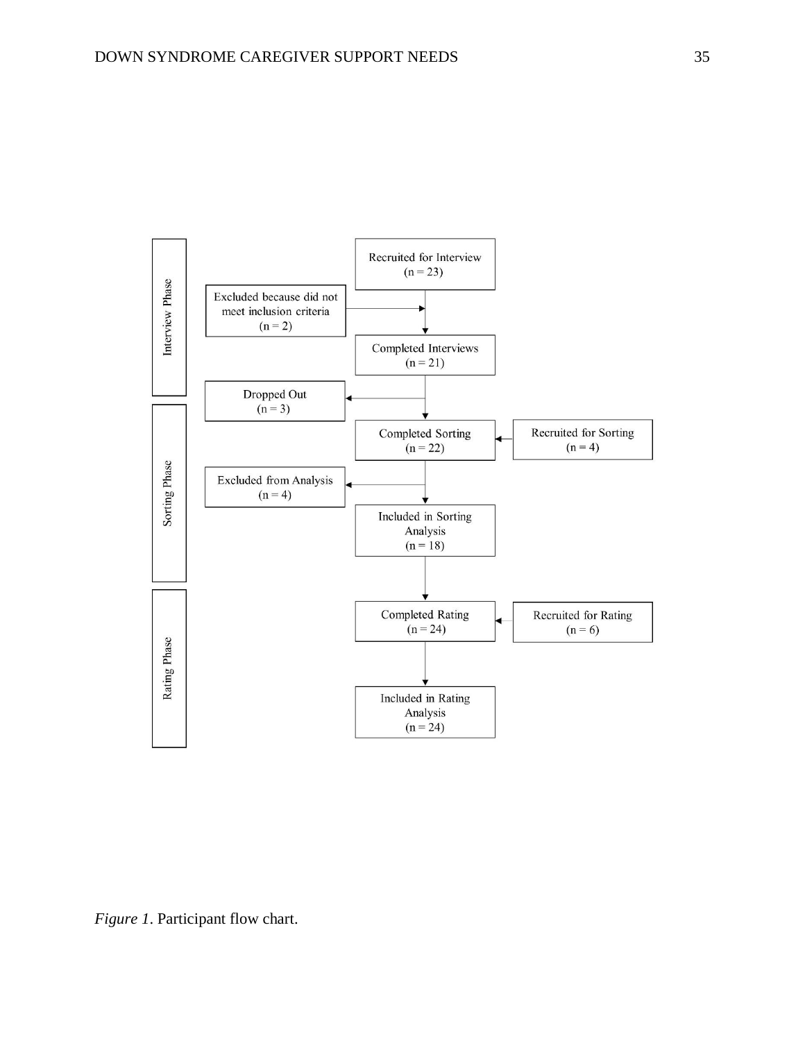Interview Phase

Recruited for Interview
(n = 23)

Excluded because did not meet inclusion criteria
(n = 2)

Completed Interviews
(n = 21)

Dropped Out
(n = 3)

Sorting Phase

Completed Sorting
(n = 22)

Recruited for Sorting
(n = 4)

Excluded from Analysis
(n = 4)

Included in Sorting Analysis
(n = 18)

Rating Phase

Completed Rating
(n = 24)

Recruited for Rating
(n = 6)

Included in Rating Analysis
(n = 24)

*Figure 1*. Participant flow chart.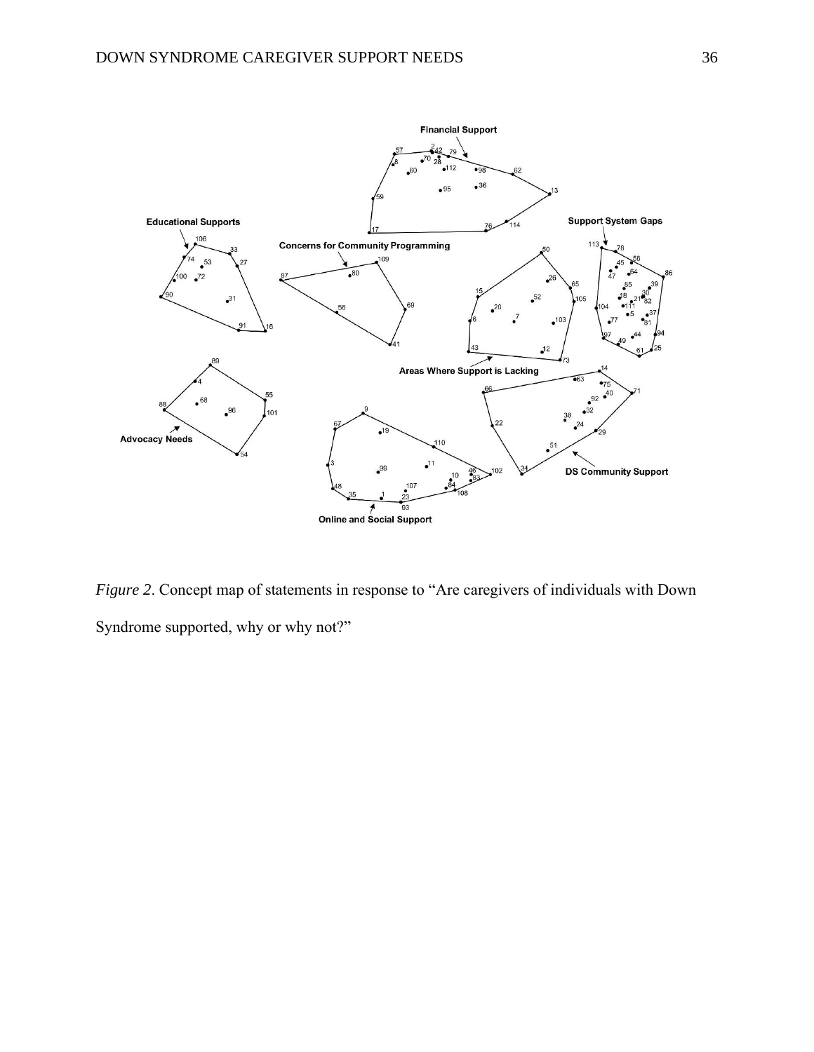Financial Support

Educational Supports

Concerns for Community Programming

Support System Gaps

Areas Where Support is Lacking

Advocacy Needs

DS Community Support

Online and Social Support

*Figure 2*. Concept map of statements in response to "Are caregivers of individuals with Down Syndrome supported, why or why not?"